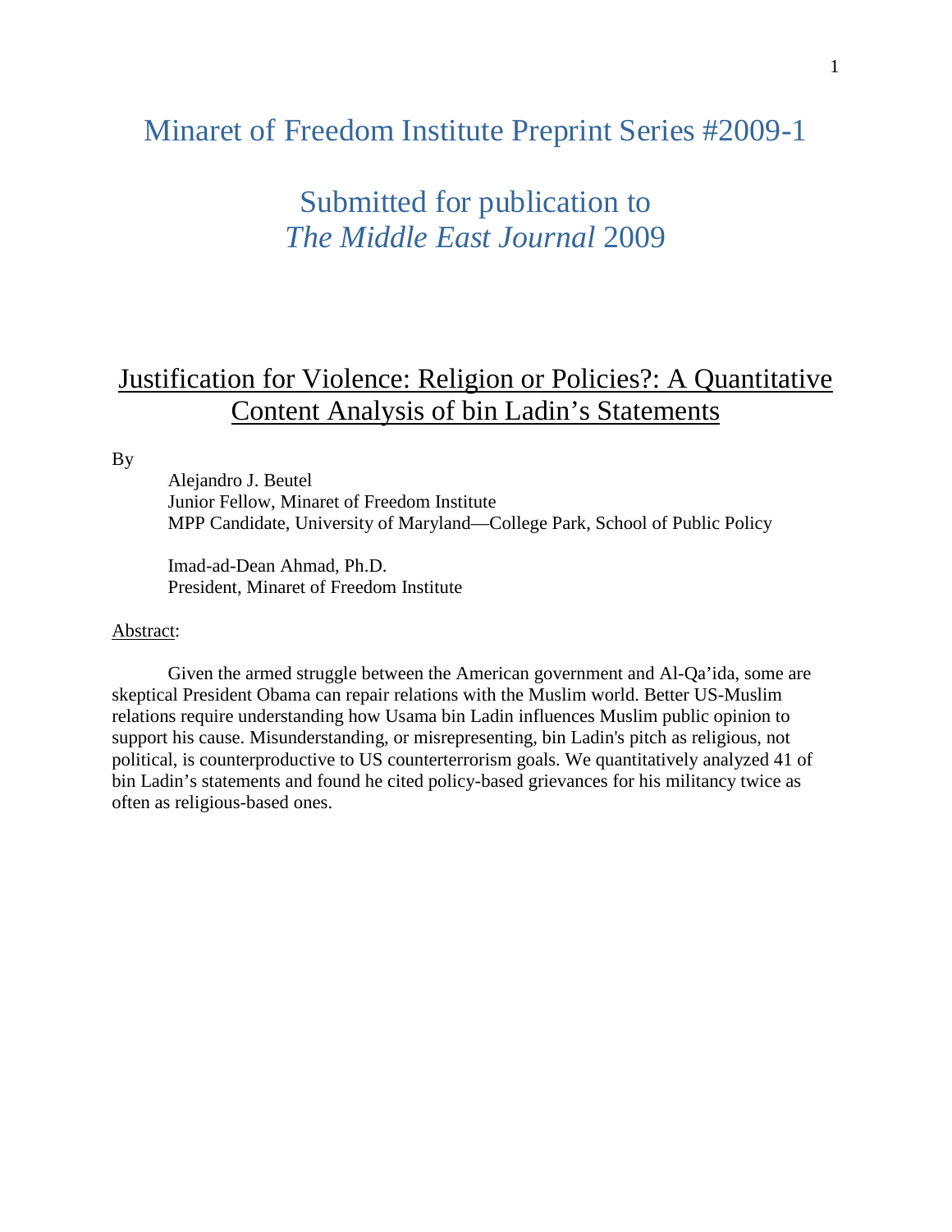# Minaret of Freedom Institute Preprint Series #2009-1

## Submitted for publication to *The Middle East Journal* 2009

## Justification for Violence: Religion or Policies?: A Quantitative Content Analysis of bin Ladin's Statements

By

Alejandro J. Beutel
Junior Fellow, Minaret of Freedom Institute
MPP Candidate, University of Maryland—College Park, School of Public Policy

Imad-ad-Dean Ahmad, Ph.D.
President, Minaret of Freedom Institute

Abstract:

Given the armed struggle between the American government and Al-Qa'ida, some are skeptical President Obama can repair relations with the Muslim world. Better US-Muslim relations require understanding how Usama bin Ladin influences Muslim public opinion to support his cause. Misunderstanding, or misrepresenting, bin Ladin's pitch as religious, not political, is counterproductive to US counterterrorism goals. We quantitatively analyzed 41 of bin Ladin's statements and found he cited policy-based grievances for his militancy twice as often as religious-based ones.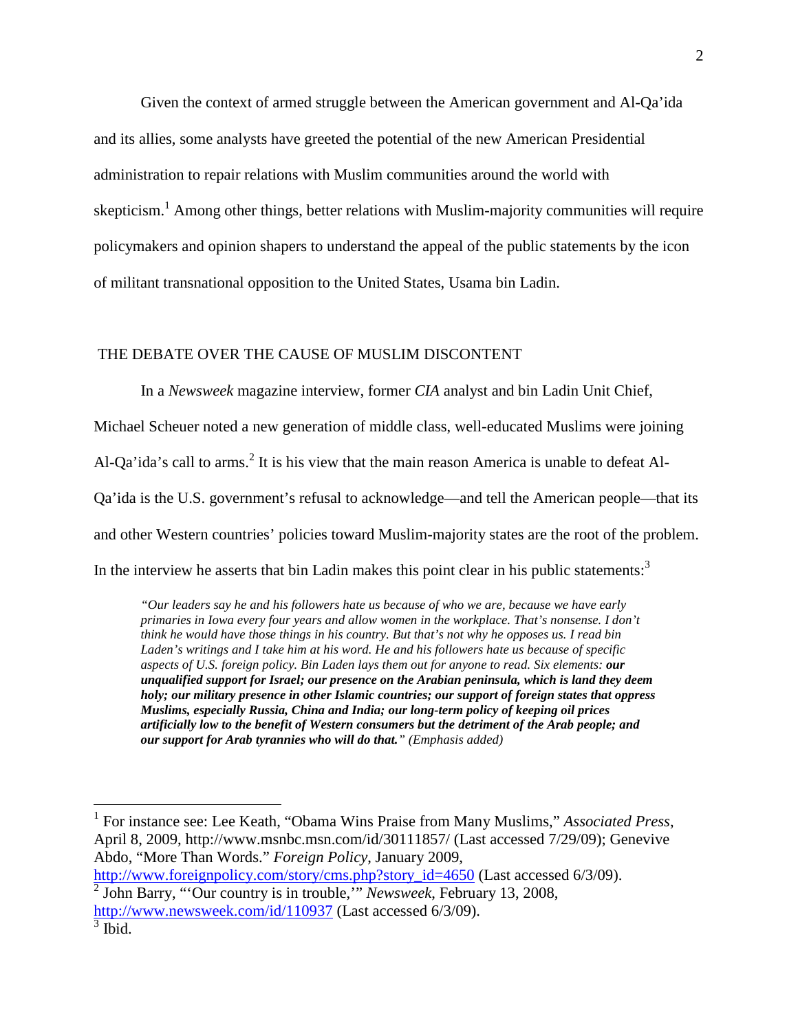Given the context of armed struggle between the American government and Al-Qa'ida and its allies, some analysts have greeted the potential of the new American Presidential administration to repair relations with Muslim communities around the world with skepticism.[1] Among other things, better relations with Muslim-majority communities will require policymakers and opinion shapers to understand the appeal of the public statements by the icon of militant transnational opposition to the United States, Usama bin Ladin.

## THE DEBATE OVER THE CAUSE OF MUSLIM DISCONTENT

In a *Newsweek* magazine interview, former *CIA* analyst and bin Ladin Unit Chief, Michael Scheuer noted a new generation of middle class, well-educated Muslims were joining Al-Qa'ida's call to arms.[2] It is his view that the main reason America is unable to defeat Al-Qa'ida is the U.S. government's refusal to acknowledge—and tell the American people—that its and other Western countries' policies toward Muslim-majority states are the root of the problem. In the interview he asserts that bin Ladin makes this point clear in his public statements:[3]

> *"Our leaders say he and his followers hate us because of who we are, because we have early primaries in Iowa every four years and allow women in the workplace. That's nonsense. I don't think he would have those things in his country. But that's not why he opposes us. I read bin Laden's writings and I take him at his word. He and his followers hate us because of specific aspects of U.S. foreign policy. Bin Laden lays them out for anyone to read. Six elements:* ***our unqualified support for Israel; our presence on the Arabian peninsula, which is land they deem holy; our military presence in other Islamic countries; our support of foreign states that oppress Muslims, especially Russia, China and India; our long-term policy of keeping oil prices artificially low to the benefit of Western consumers but the detriment of the Arab people; and our support for Arab tyrannies who will do that.****" (Emphasis added)*

---

[1] For instance see: Lee Keath, "Obama Wins Praise from Many Muslims," *Associated Press*, April 8, 2009, http://www.msnbc.msn.com/id/30111857/ (Last accessed 7/29/09); Genevive Abdo, "More Than Words." *Foreign Policy*, January 2009, http://www.foreignpolicy.com/story/cms.php?story_id=4650 (Last accessed 6/3/09).

[2] John Barry, "'Our country is in trouble,'" *Newsweek*, February 13, 2008, http://www.newsweek.com/id/110937 (Last accessed 6/3/09).

[3] Ibid.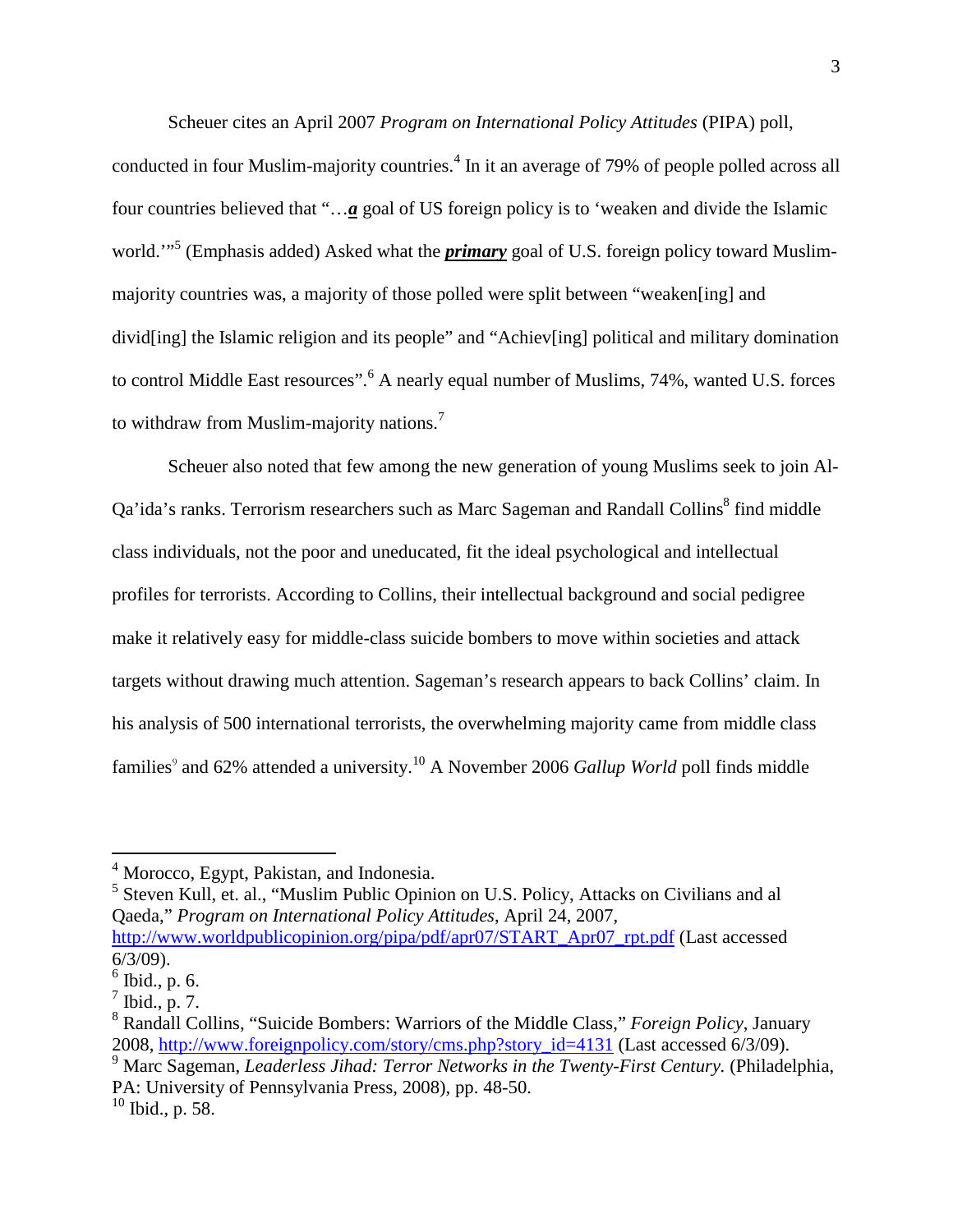Scheuer cites an April 2007 *Program on International Policy Attitudes* (PIPA) poll, conducted in four Muslim-majority countries.[4] In it an average of 79% of people polled across all four countries believed that "…***a*** goal of US foreign policy is to 'weaken and divide the Islamic world.'"[5] (Emphasis added) Asked what the ***primary*** goal of U.S. foreign policy toward Muslim-majority countries was, a majority of those polled were split between "weaken[ing] and divid[ing] the Islamic religion and its people" and "Achiev[ing] political and military domination to control Middle East resources".[6] A nearly equal number of Muslims, 74%, wanted U.S. forces to withdraw from Muslim-majority nations.[7]

Scheuer also noted that few among the new generation of young Muslims seek to join Al-Qa'ida's ranks. Terrorism researchers such as Marc Sageman and Randall Collins[8] find middle class individuals, not the poor and uneducated, fit the ideal psychological and intellectual profiles for terrorists. According to Collins, their intellectual background and social pedigree make it relatively easy for middle-class suicide bombers to move within societies and attack targets without drawing much attention. Sageman's research appears to back Collins' claim. In his analysis of 500 international terrorists, the overwhelming majority came from middle class families[9] and 62% attended a university.[10] A November 2006 *Gallup World* poll finds middle

---

[4] Morocco, Egypt, Pakistan, and Indonesia.

[5] Steven Kull, et. al., "Muslim Public Opinion on U.S. Policy, Attacks on Civilians and al Qaeda," *Program on International Policy Attitudes*, April 24, 2007, http://www.worldpublicopinion.org/pipa/pdf/apr07/START_Apr07_rpt.pdf (Last accessed 6/3/09).

[6] Ibid., p. 6.

[7] Ibid., p. 7.

[8] Randall Collins, "Suicide Bombers: Warriors of the Middle Class," *Foreign Policy*, January 2008, http://www.foreignpolicy.com/story/cms.php?story_id=4131 (Last accessed 6/3/09).

[9] Marc Sageman, *Leaderless Jihad: Terror Networks in the Twenty-First Century.* (Philadelphia, PA: University of Pennsylvania Press, 2008), pp. 48-50.

[10] Ibid., p. 58.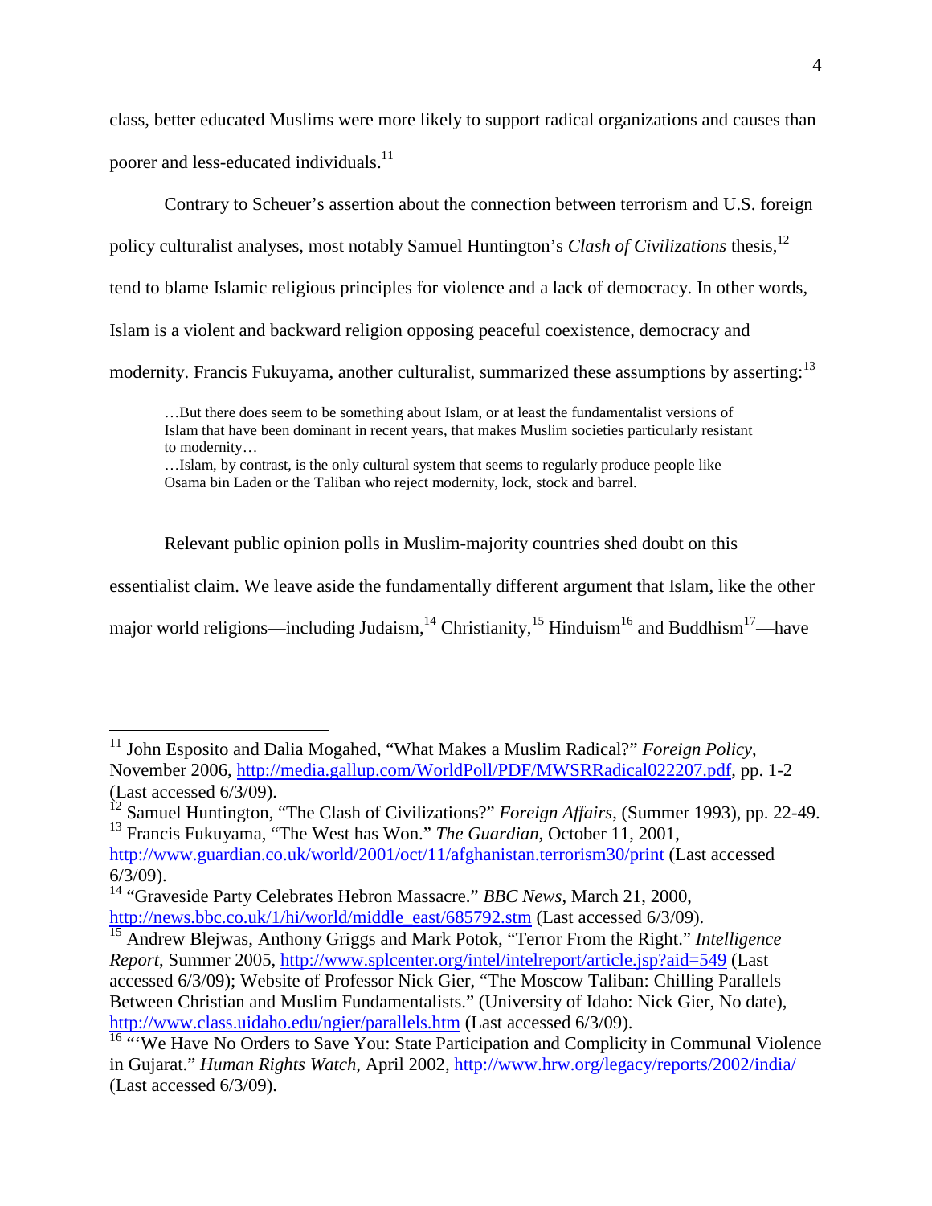class, better educated Muslims were more likely to support radical organizations and causes than poorer and less-educated individuals.[11]

Contrary to Scheuer's assertion about the connection between terrorism and U.S. foreign policy culturalist analyses, most notably Samuel Huntington's *Clash of Civilizations* thesis,[12] tend to blame Islamic religious principles for violence and a lack of democracy. In other words, Islam is a violent and backward religion opposing peaceful coexistence, democracy and modernity. Francis Fukuyama, another culturalist, summarized these assumptions by asserting:[13]

> …But there does seem to be something about Islam, or at least the fundamentalist versions of Islam that have been dominant in recent years, that makes Muslim societies particularly resistant to modernity…
> …Islam, by contrast, is the only cultural system that seems to regularly produce people like Osama bin Laden or the Taliban who reject modernity, lock, stock and barrel.

Relevant public opinion polls in Muslim-majority countries shed doubt on this essentialist claim. We leave aside the fundamentally different argument that Islam, like the other major world religions—including Judaism,[14] Christianity,[15] Hinduism[16] and Buddhism[17]—have

---

[11] John Esposito and Dalia Mogahed, "What Makes a Muslim Radical?" *Foreign Policy*, November 2006, http://media.gallup.com/WorldPoll/PDF/MWSRRadical022207.pdf, pp. 1-2 (Last accessed 6/3/09).

[12] Samuel Huntington, "The Clash of Civilizations?" *Foreign Affairs*, (Summer 1993), pp. 22-49.

[13] Francis Fukuyama, "The West has Won." *The Guardian*, October 11, 2001, http://www.guardian.co.uk/world/2001/oct/11/afghanistan.terrorism30/print (Last accessed 6/3/09).

[14] "Graveside Party Celebrates Hebron Massacre." *BBC News*, March 21, 2000, http://news.bbc.co.uk/1/hi/world/middle_east/685792.stm (Last accessed 6/3/09).

[15] Andrew Blejwas, Anthony Griggs and Mark Potok, "Terror From the Right." *Intelligence Report*, Summer 2005, http://www.splcenter.org/intel/intelreport/article.jsp?aid=549 (Last accessed 6/3/09); Website of Professor Nick Gier, "The Moscow Taliban: Chilling Parallels Between Christian and Muslim Fundamentalists." (University of Idaho: Nick Gier, No date), http://www.class.uidaho.edu/ngier/parallels.htm (Last accessed 6/3/09).

[16] "'We Have No Orders to Save You: State Participation and Complicity in Communal Violence in Gujarat." *Human Rights Watch*, April 2002, http://www.hrw.org/legacy/reports/2002/india/ (Last accessed 6/3/09).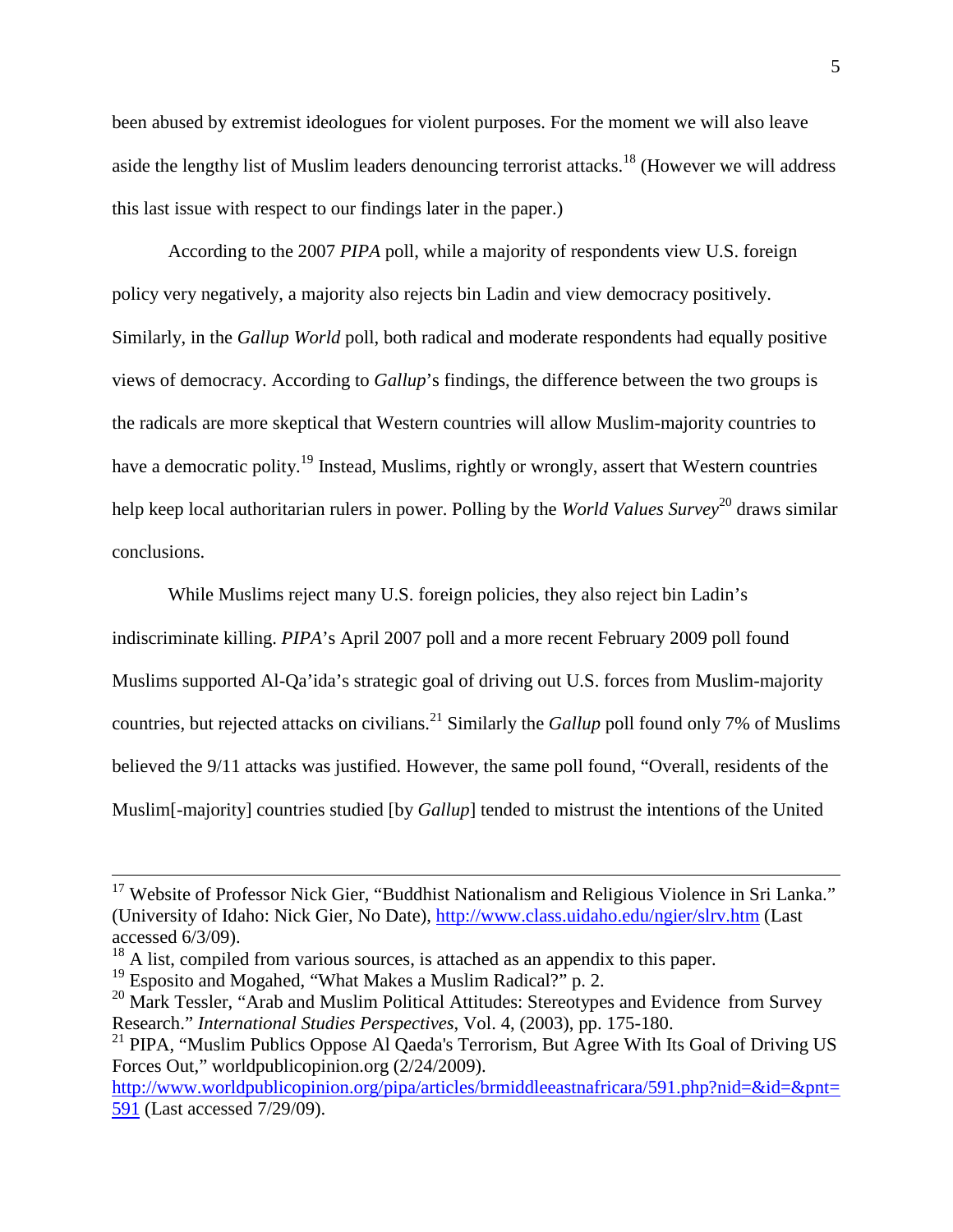been abused by extremist ideologues for violent purposes. For the moment we will also leave aside the lengthy list of Muslim leaders denouncing terrorist attacks.[18] (However we will address this last issue with respect to our findings later in the paper.)

According to the 2007 *PIPA* poll, while a majority of respondents view U.S. foreign policy very negatively, a majority also rejects bin Ladin and view democracy positively. Similarly, in the *Gallup World* poll, both radical and moderate respondents had equally positive views of democracy. According to *Gallup*'s findings, the difference between the two groups is the radicals are more skeptical that Western countries will allow Muslim-majority countries to have a democratic polity.[19] Instead, Muslims, rightly or wrongly, assert that Western countries help keep local authoritarian rulers in power. Polling by the *World Values Survey*[20] draws similar conclusions.

While Muslims reject many U.S. foreign policies, they also reject bin Ladin's indiscriminate killing. *PIPA*'s April 2007 poll and a more recent February 2009 poll found Muslims supported Al-Qa'ida's strategic goal of driving out U.S. forces from Muslim-majority countries, but rejected attacks on civilians.[21] Similarly the *Gallup* poll found only 7% of Muslims believed the 9/11 attacks was justified. However, the same poll found, "Overall, residents of the Muslim[-majority] countries studied [by *Gallup*] tended to mistrust the intentions of the United

---

[17] Website of Professor Nick Gier, "Buddhist Nationalism and Religious Violence in Sri Lanka." (University of Idaho: Nick Gier, No Date), http://www.class.uidaho.edu/ngier/slrv.htm (Last accessed 6/3/09).

[18] A list, compiled from various sources, is attached as an appendix to this paper.

[19] Esposito and Mogahed, "What Makes a Muslim Radical?" p. 2.

[20] Mark Tessler, "Arab and Muslim Political Attitudes: Stereotypes and Evidence from Survey Research." *International Studies Perspectives*, Vol. 4, (2003), pp. 175-180.

[21] PIPA, "Muslim Publics Oppose Al Qaeda's Terrorism, But Agree With Its Goal of Driving US Forces Out," worldpublicopinion.org (2/24/2009). http://www.worldpublicopinion.org/pipa/articles/brmiddleeastnafricara/591.php?nid=&id=&pnt=591 (Last accessed 7/29/09).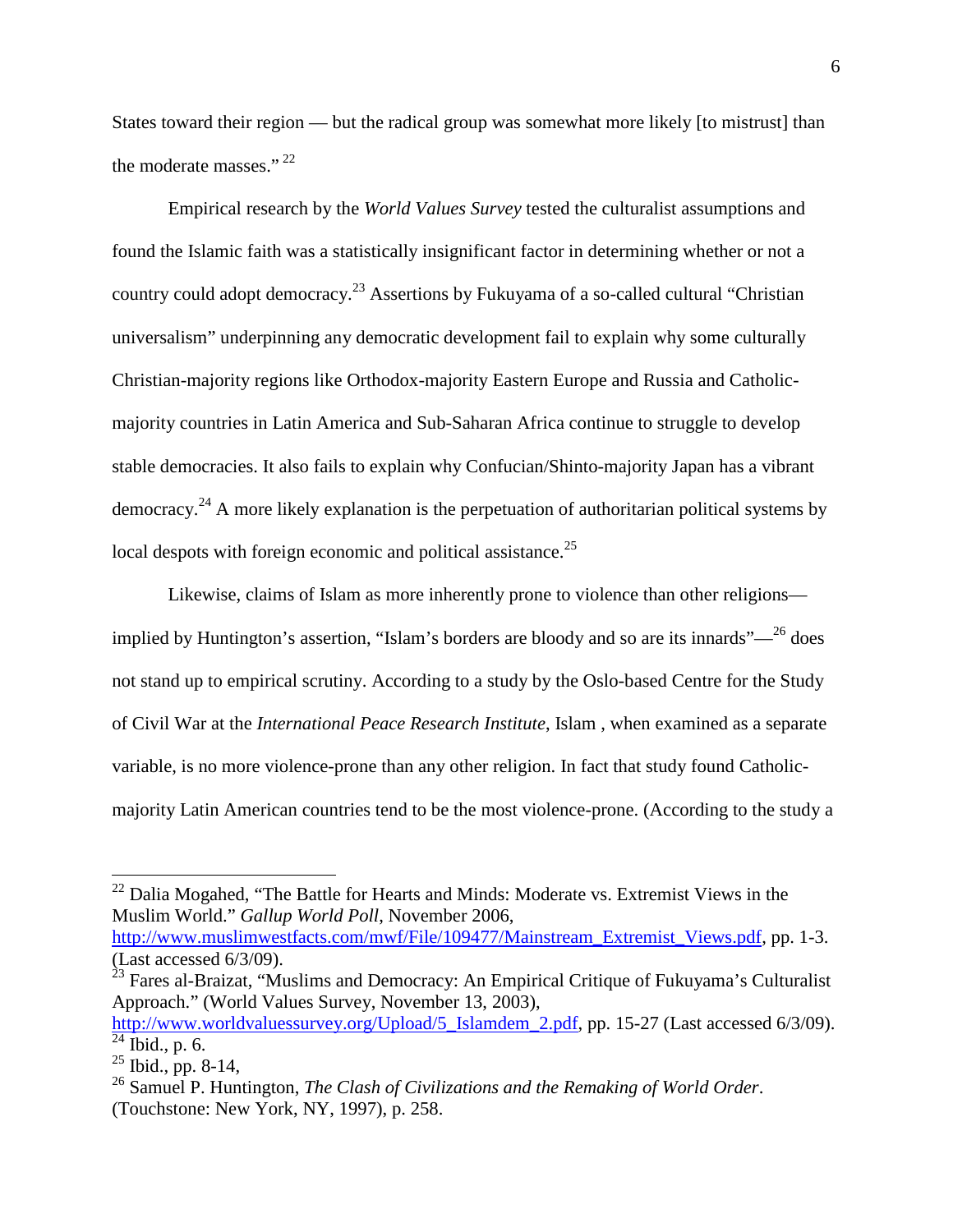States toward their region — but the radical group was somewhat more likely [to mistrust] than the moderate masses." [22]

Empirical research by the *World Values Survey* tested the culturalist assumptions and found the Islamic faith was a statistically insignificant factor in determining whether or not a country could adopt democracy.[23] Assertions by Fukuyama of a so-called cultural "Christian universalism" underpinning any democratic development fail to explain why some culturally Christian-majority regions like Orthodox-majority Eastern Europe and Russia and Catholic-majority countries in Latin America and Sub-Saharan Africa continue to struggle to develop stable democracies. It also fails to explain why Confucian/Shinto-majority Japan has a vibrant democracy.[24] A more likely explanation is the perpetuation of authoritarian political systems by local despots with foreign economic and political assistance.[25]

Likewise, claims of Islam as more inherently prone to violence than other religions—implied by Huntington's assertion, "Islam's borders are bloody and so are its innards"—[26] does not stand up to empirical scrutiny. According to a study by the Oslo-based Centre for the Study of Civil War at the *International Peace Research Institute*, Islam , when examined as a separate variable, is no more violence-prone than any other religion. In fact that study found Catholic-majority Latin American countries tend to be the most violence-prone. (According to the study a

---

[22] Dalia Mogahed, "The Battle for Hearts and Minds: Moderate vs. Extremist Views in the Muslim World." *Gallup World Poll*, November 2006, http://www.muslimwestfacts.com/mwf/File/109477/Mainstream_Extremist_Views.pdf, pp. 1-3. (Last accessed 6/3/09).

[23] Fares al-Braizat, "Muslims and Democracy: An Empirical Critique of Fukuyama's Culturalist Approach." (World Values Survey, November 13, 2003), http://www.worldvaluessurvey.org/Upload/5_Islamdem_2.pdf, pp. 15-27 (Last accessed 6/3/09).

[24] Ibid., p. 6.

[25] Ibid., pp. 8-14,

[26] Samuel P. Huntington, *The Clash of Civilizations and the Remaking of World Order*. (Touchstone: New York, NY, 1997), p. 258.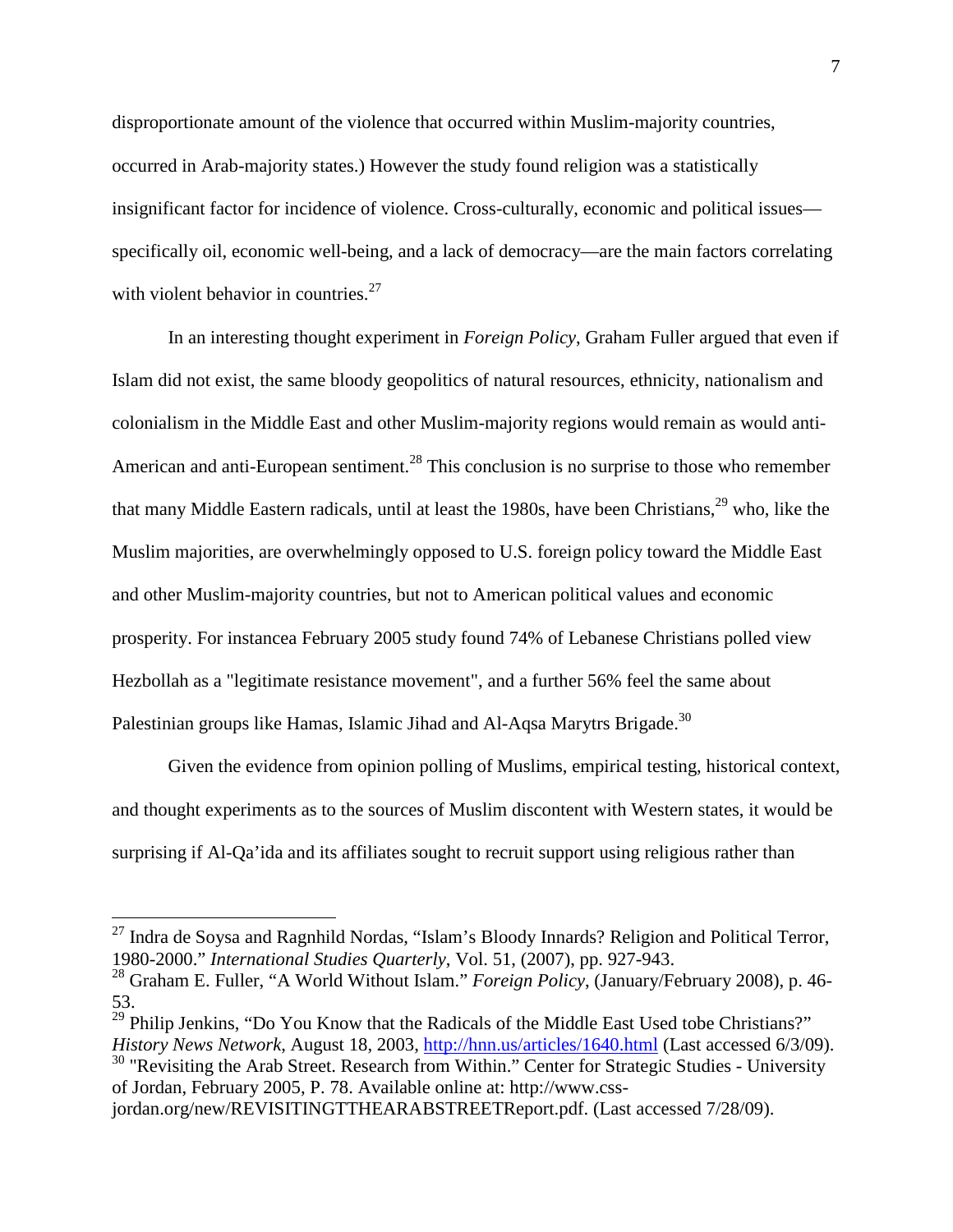disproportionate amount of the violence that occurred within Muslim-majority countries, occurred in Arab-majority states.) However the study found religion was a statistically insignificant factor for incidence of violence. Cross-culturally, economic and political issues—specifically oil, economic well-being, and a lack of democracy—are the main factors correlating with violent behavior in countries.[27]

In an interesting thought experiment in *Foreign Policy*, Graham Fuller argued that even if Islam did not exist, the same bloody geopolitics of natural resources, ethnicity, nationalism and colonialism in the Middle East and other Muslim-majority regions would remain as would anti-American and anti-European sentiment.[28] This conclusion is no surprise to those who remember that many Middle Eastern radicals, until at least the 1980s, have been Christians,[29] who, like the Muslim majorities, are overwhelmingly opposed to U.S. foreign policy toward the Middle East and other Muslim-majority countries, but not to American political values and economic prosperity. For instancea February 2005 study found 74% of Lebanese Christians polled view Hezbollah as a "legitimate resistance movement", and a further 56% feel the same about Palestinian groups like Hamas, Islamic Jihad and Al-Aqsa Marytrs Brigade.[30]

Given the evidence from opinion polling of Muslims, empirical testing, historical context, and thought experiments as to the sources of Muslim discontent with Western states, it would be surprising if Al-Qa'ida and its affiliates sought to recruit support using religious rather than

---

[27] Indra de Soysa and Ragnhild Nordas, "Islam's Bloody Innards? Religion and Political Terror, 1980-2000." *International Studies Quarterly*, Vol. 51, (2007), pp. 927-943.

[28] Graham E. Fuller, "A World Without Islam." *Foreign Policy*, (January/February 2008), p. 46-53.

[29] Philip Jenkins, "Do You Know that the Radicals of the Middle East Used tobe Christians?" *History News Network*, August 18, 2003, http://hnn.us/articles/1640.html (Last accessed 6/3/09).

[30] "Revisiting the Arab Street. Research from Within." Center for Strategic Studies - University of Jordan, February 2005, P. 78. Available online at: http://www.css-jordan.org/new/REVISITINGTTHEARABSTREETReport.pdf. (Last accessed 7/28/09).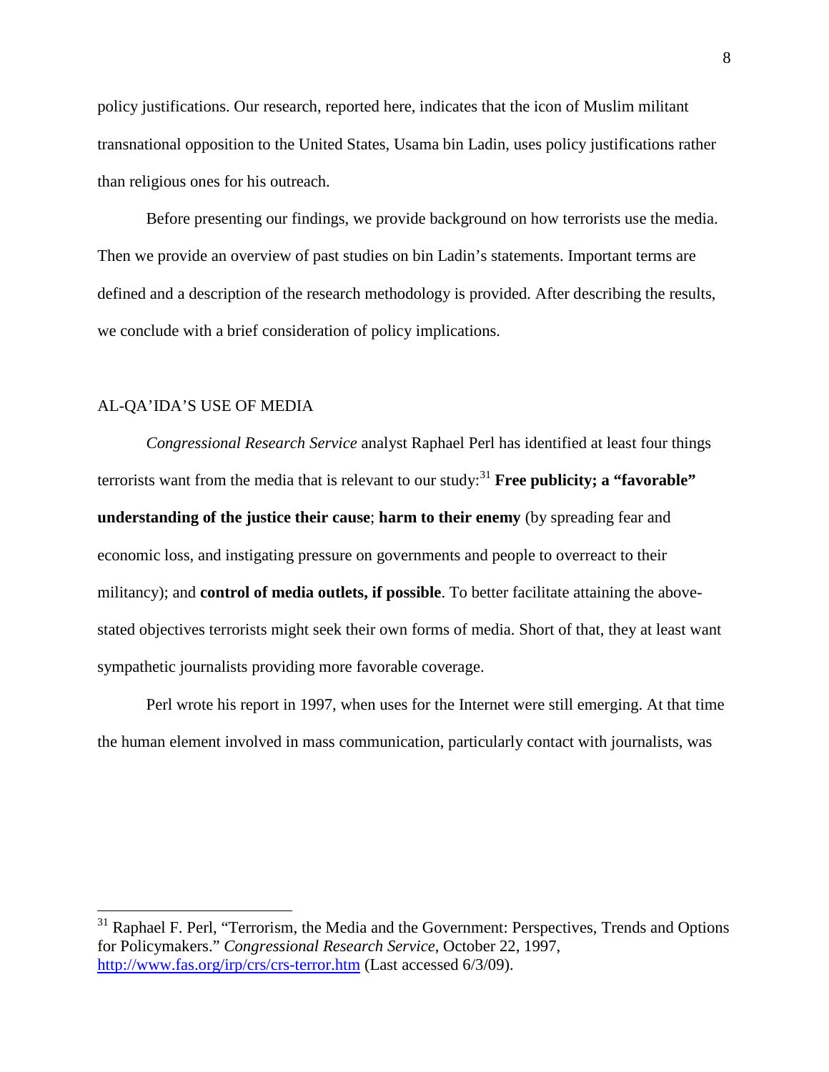policy justifications. Our research, reported here, indicates that the icon of Muslim militant transnational opposition to the United States, Usama bin Ladin, uses policy justifications rather than religious ones for his outreach.

Before presenting our findings, we provide background on how terrorists use the media. Then we provide an overview of past studies on bin Ladin's statements. Important terms are defined and a description of the research methodology is provided. After describing the results, we conclude with a brief consideration of policy implications.

## AL-QA'IDA'S USE OF MEDIA

*Congressional Research Service* analyst Raphael Perl has identified at least four things terrorists want from the media that is relevant to our study:[31] **Free publicity; a "favorable" understanding of the justice their cause**; **harm to their enemy** (by spreading fear and economic loss, and instigating pressure on governments and people to overreact to their militancy); and **control of media outlets, if possible**. To better facilitate attaining the above-stated objectives terrorists might seek their own forms of media. Short of that, they at least want sympathetic journalists providing more favorable coverage.

Perl wrote his report in 1997, when uses for the Internet were still emerging. At that time the human element involved in mass communication, particularly contact with journalists, was

---

[31] Raphael F. Perl, "Terrorism, the Media and the Government: Perspectives, Trends and Options for Policymakers." *Congressional Research Service*, October 22, 1997, http://www.fas.org/irp/crs/crs-terror.htm (Last accessed 6/3/09).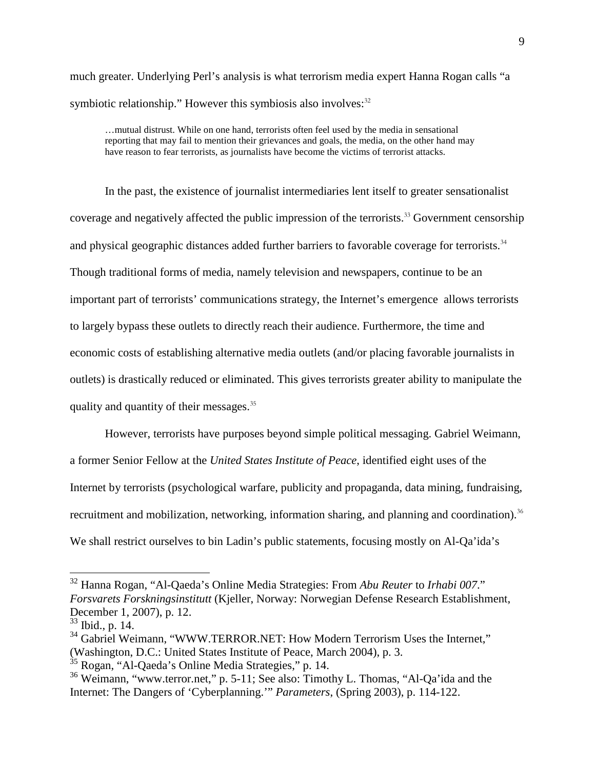much greater. Underlying Perl's analysis is what terrorism media expert Hanna Rogan calls "a symbiotic relationship." However this symbiosis also involves:[32]

> …mutual distrust. While on one hand, terrorists often feel used by the media in sensational reporting that may fail to mention their grievances and goals, the media, on the other hand may have reason to fear terrorists, as journalists have become the victims of terrorist attacks.

In the past, the existence of journalist intermediaries lent itself to greater sensationalist coverage and negatively affected the public impression of the terrorists.[33] Government censorship and physical geographic distances added further barriers to favorable coverage for terrorists.[34] Though traditional forms of media, namely television and newspapers, continue to be an important part of terrorists' communications strategy, the Internet's emergence allows terrorists to largely bypass these outlets to directly reach their audience. Furthermore, the time and economic costs of establishing alternative media outlets (and/or placing favorable journalists in outlets) is drastically reduced or eliminated. This gives terrorists greater ability to manipulate the quality and quantity of their messages.[35]

However, terrorists have purposes beyond simple political messaging. Gabriel Weimann, a former Senior Fellow at the *United States Institute of Peace*, identified eight uses of the Internet by terrorists (psychological warfare, publicity and propaganda, data mining, fundraising, recruitment and mobilization, networking, information sharing, and planning and coordination).[36] We shall restrict ourselves to bin Ladin's public statements, focusing mostly on Al-Qa'ida's

---

[32] Hanna Rogan, "Al-Qaeda's Online Media Strategies: From *Abu Reuter* to *Irhabi 007*." *Forsvarets Forskningsinstitutt* (Kjeller, Norway: Norwegian Defense Research Establishment, December 1, 2007), p. 12.

[33] Ibid., p. 14.

[34] Gabriel Weimann, "WWW.TERROR.NET: How Modern Terrorism Uses the Internet," (Washington, D.C.: United States Institute of Peace, March 2004), p. 3.

[35] Rogan, "Al-Qaeda's Online Media Strategies," p. 14.

[36] Weimann, "www.terror.net," p. 5-11; See also: Timothy L. Thomas, "Al-Qa'ida and the Internet: The Dangers of 'Cyberplanning.'" *Parameters*, (Spring 2003), p. 114-122.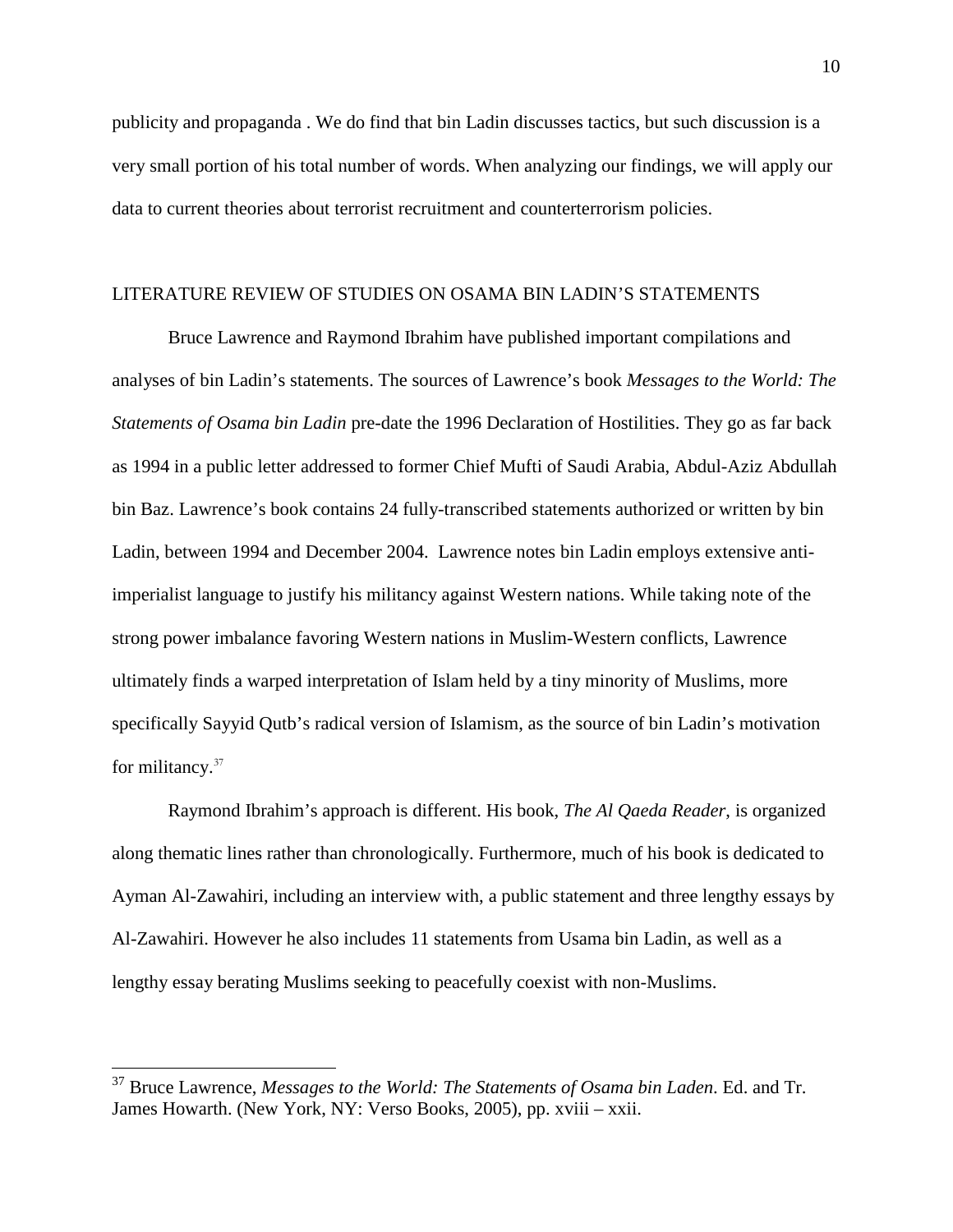publicity and propaganda . We do find that bin Ladin discusses tactics, but such discussion is a very small portion of his total number of words. When analyzing our findings, we will apply our data to current theories about terrorist recruitment and counterterrorism policies.

## LITERATURE REVIEW OF STUDIES ON OSAMA BIN LADIN'S STATEMENTS

Bruce Lawrence and Raymond Ibrahim have published important compilations and analyses of bin Ladin's statements. The sources of Lawrence's book *Messages to the World: The Statements of Osama bin Ladin* pre-date the 1996 Declaration of Hostilities. They go as far back as 1994 in a public letter addressed to former Chief Mufti of Saudi Arabia, Abdul-Aziz Abdullah bin Baz. Lawrence's book contains 24 fully-transcribed statements authorized or written by bin Ladin, between 1994 and December 2004. Lawrence notes bin Ladin employs extensive anti-imperialist language to justify his militancy against Western nations. While taking note of the strong power imbalance favoring Western nations in Muslim-Western conflicts, Lawrence ultimately finds a warped interpretation of Islam held by a tiny minority of Muslims, more specifically Sayyid Qutb's radical version of Islamism, as the source of bin Ladin's motivation for militancy.[37]

Raymond Ibrahim's approach is different. His book, *The Al Qaeda Reader*, is organized along thematic lines rather than chronologically. Furthermore, much of his book is dedicated to Ayman Al-Zawahiri, including an interview with, a public statement and three lengthy essays by Al-Zawahiri. However he also includes 11 statements from Usama bin Ladin, as well as a lengthy essay berating Muslims seeking to peacefully coexist with non-Muslims.

---

[37] Bruce Lawrence, *Messages to the World: The Statements of Osama bin Laden*. Ed. and Tr. James Howarth. (New York, NY: Verso Books, 2005), pp. xviii – xxii.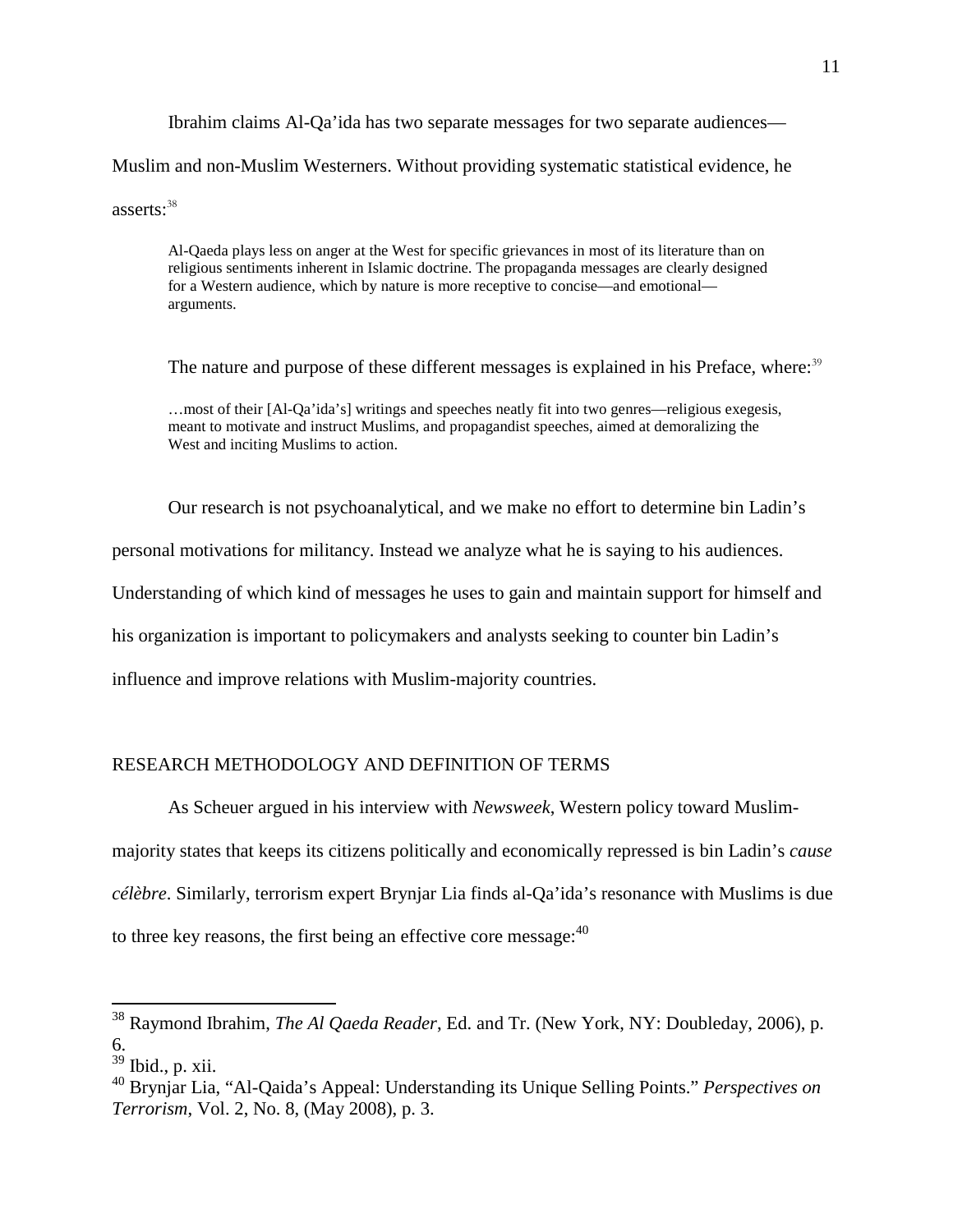Ibrahim claims Al-Qa'ida has two separate messages for two separate audiences—Muslim and non-Muslim Westerners. Without providing systematic statistical evidence, he asserts:[38]

> Al-Qaeda plays less on anger at the West for specific grievances in most of its literature than on religious sentiments inherent in Islamic doctrine. The propaganda messages are clearly designed for a Western audience, which by nature is more receptive to concise—and emotional—arguments.

The nature and purpose of these different messages is explained in his Preface, where:[39]

> …most of their [Al-Qa'ida's] writings and speeches neatly fit into two genres—religious exegesis, meant to motivate and instruct Muslims, and propagandist speeches, aimed at demoralizing the West and inciting Muslims to action.

Our research is not psychoanalytical, and we make no effort to determine bin Ladin's personal motivations for militancy. Instead we analyze what he is saying to his audiences. Understanding of which kind of messages he uses to gain and maintain support for himself and his organization is important to policymakers and analysts seeking to counter bin Ladin's influence and improve relations with Muslim-majority countries.

## RESEARCH METHODOLOGY AND DEFINITION OF TERMS

As Scheuer argued in his interview with *Newsweek*, Western policy toward Muslim-majority states that keeps its citizens politically and economically repressed is bin Ladin's *cause célèbre*. Similarly, terrorism expert Brynjar Lia finds al-Qa'ida's resonance with Muslims is due to three key reasons, the first being an effective core message:[40]

---

[38] Raymond Ibrahim, *The Al Qaeda Reader*, Ed. and Tr. (New York, NY: Doubleday, 2006), p. 6.

[39] Ibid., p. xii.

[40] Brynjar Lia, "Al-Qaida's Appeal: Understanding its Unique Selling Points." *Perspectives on Terrorism*, Vol. 2, No. 8, (May 2008), p. 3.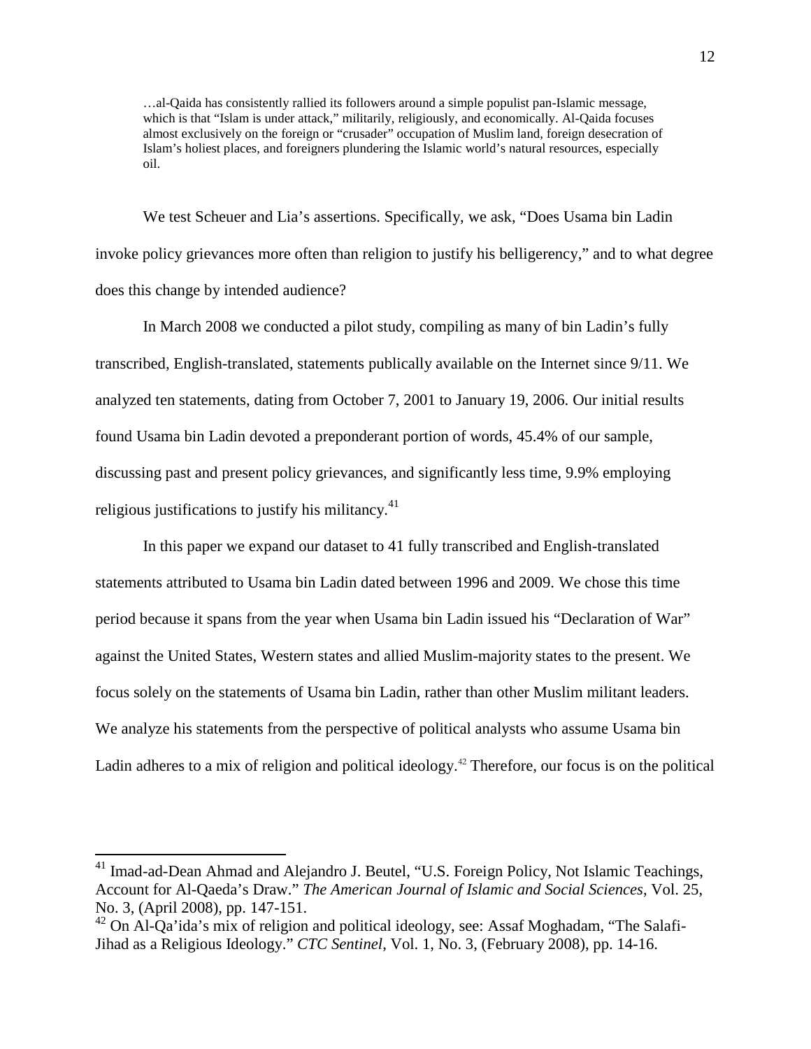> …al-Qaida has consistently rallied its followers around a simple populist pan-Islamic message, which is that "Islam is under attack," militarily, religiously, and economically. Al-Qaida focuses almost exclusively on the foreign or "crusader" occupation of Muslim land, foreign desecration of Islam's holiest places, and foreigners plundering the Islamic world's natural resources, especially oil.

We test Scheuer and Lia's assertions. Specifically, we ask, "Does Usama bin Ladin invoke policy grievances more often than religion to justify his belligerency," and to what degree does this change by intended audience?

In March 2008 we conducted a pilot study, compiling as many of bin Ladin's fully transcribed, English-translated, statements publically available on the Internet since 9/11. We analyzed ten statements, dating from October 7, 2001 to January 19, 2006. Our initial results found Usama bin Ladin devoted a preponderant portion of words, 45.4% of our sample, discussing past and present policy grievances, and significantly less time, 9.9% employing religious justifications to justify his militancy.[41]

In this paper we expand our dataset to 41 fully transcribed and English-translated statements attributed to Usama bin Ladin dated between 1996 and 2009. We chose this time period because it spans from the year when Usama bin Ladin issued his "Declaration of War" against the United States, Western states and allied Muslim-majority states to the present. We focus solely on the statements of Usama bin Ladin, rather than other Muslim militant leaders. We analyze his statements from the perspective of political analysts who assume Usama bin Ladin adheres to a mix of religion and political ideology.[42] Therefore, our focus is on the political

---

[41] Imad-ad-Dean Ahmad and Alejandro J. Beutel, "U.S. Foreign Policy, Not Islamic Teachings, Account for Al-Qaeda's Draw." *The American Journal of Islamic and Social Sciences*, Vol. 25, No. 3, (April 2008), pp. 147-151.

[42] On Al-Qa'ida's mix of religion and political ideology, see: Assaf Moghadam, "The Salafi-Jihad as a Religious Ideology." *CTC Sentinel*, Vol. 1, No. 3, (February 2008), pp. 14-16.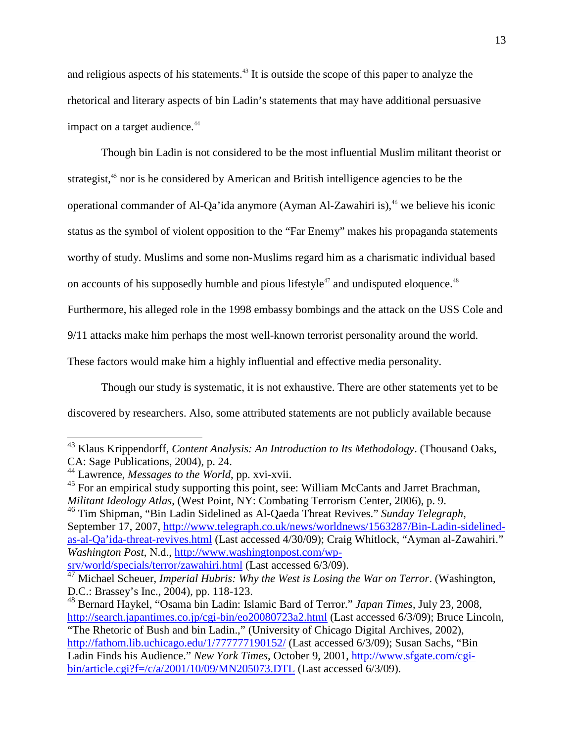and religious aspects of his statements.[43] It is outside the scope of this paper to analyze the rhetorical and literary aspects of bin Ladin's statements that may have additional persuasive impact on a target audience.[44]

Though bin Ladin is not considered to be the most influential Muslim militant theorist or strategist,[45] nor is he considered by American and British intelligence agencies to be the operational commander of Al-Qa'ida anymore (Ayman Al-Zawahiri is),[46] we believe his iconic status as the symbol of violent opposition to the "Far Enemy" makes his propaganda statements worthy of study. Muslims and some non-Muslims regard him as a charismatic individual based on accounts of his supposedly humble and pious lifestyle[47] and undisputed eloquence.[48] Furthermore, his alleged role in the 1998 embassy bombings and the attack on the USS Cole and 9/11 attacks make him perhaps the most well-known terrorist personality around the world. These factors would make him a highly influential and effective media personality.

Though our study is systematic, it is not exhaustive. There are other statements yet to be discovered by researchers. Also, some attributed statements are not publicly available because

---

[43] Klaus Krippendorff, *Content Analysis: An Introduction to Its Methodology*. (Thousand Oaks, CA: Sage Publications, 2004), p. 24.

[44] Lawrence, *Messages to the World*, pp. xvi-xvii.

[45] For an empirical study supporting this point, see: William McCants and Jarret Brachman, *Militant Ideology Atlas*, (West Point, NY: Combating Terrorism Center, 2006), p. 9.

[46] Tim Shipman, "Bin Ladin Sidelined as Al-Qaeda Threat Revives." *Sunday Telegraph*, September 17, 2007, http://www.telegraph.co.uk/news/worldnews/1563287/Bin-Ladin-sidelined-as-al-Qa'ida-threat-revives.html (Last accessed 4/30/09); Craig Whitlock, "Ayman al-Zawahiri." *Washington Post*, N.d., http://www.washingtonpost.com/wp-srv/world/specials/terror/zawahiri.html (Last accessed 6/3/09).

[47] Michael Scheuer, *Imperial Hubris: Why the West is Losing the War on Terror*. (Washington, D.C.: Brassey's Inc., 2004), pp. 118-123.

[48] Bernard Haykel, "Osama bin Ladin: Islamic Bard of Terror." *Japan Times*, July 23, 2008, http://search.japantimes.co.jp/cgi-bin/eo20080723a2.html (Last accessed 6/3/09); Bruce Lincoln, "The Rhetoric of Bush and bin Ladin.," (University of Chicago Digital Archives, 2002), http://fathom.lib.uchicago.edu/1/777777190152/ (Last accessed 6/3/09); Susan Sachs, "Bin Ladin Finds his Audience." *New York Times*, October 9, 2001, http://www.sfgate.com/cgi-bin/article.cgi?f=/c/a/2001/10/09/MN205073.DTL (Last accessed 6/3/09).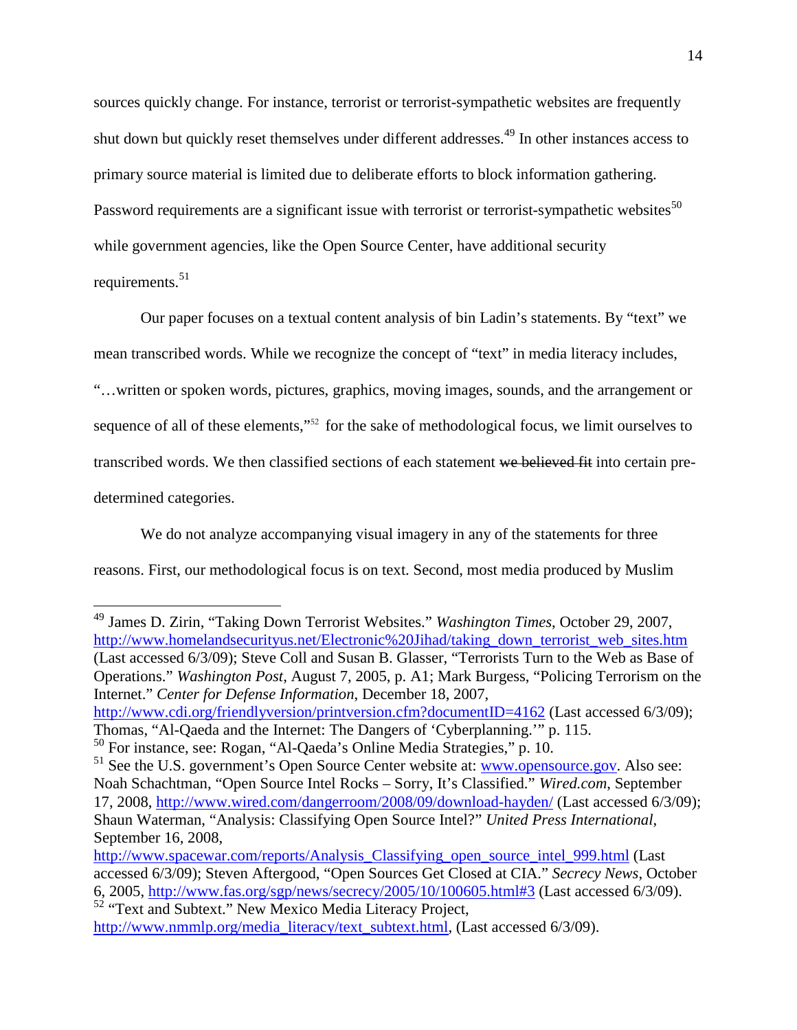sources quickly change. For instance, terrorist or terrorist-sympathetic websites are frequently shut down but quickly reset themselves under different addresses.[49] In other instances access to primary source material is limited due to deliberate efforts to block information gathering. Password requirements are a significant issue with terrorist or terrorist-sympathetic websites[50] while government agencies, like the Open Source Center, have additional security requirements.[51]

Our paper focuses on a textual content analysis of bin Ladin's statements. By "text" we mean transcribed words. While we recognize the concept of "text" in media literacy includes, "…written or spoken words, pictures, graphics, moving images, sounds, and the arrangement or sequence of all of these elements,"[52] for the sake of methodological focus, we limit ourselves to transcribed words. We then classified sections of each statement ~~we believed fit~~ into certain pre-determined categories.

We do not analyze accompanying visual imagery in any of the statements for three reasons. First, our methodological focus is on text. Second, most media produced by Muslim

---

[49] James D. Zirin, "Taking Down Terrorist Websites." *Washington Times*, October 29, 2007, http://www.homelandsecurityus.net/Electronic%20Jihad/taking_down_terrorist_web_sites.htm (Last accessed 6/3/09); Steve Coll and Susan B. Glasser, "Terrorists Turn to the Web as Base of Operations." *Washington Post*, August 7, 2005, p. A1; Mark Burgess, "Policing Terrorism on the Internet." *Center for Defense Information*, December 18, 2007, http://www.cdi.org/friendlyversion/printversion.cfm?documentID=4162 (Last accessed 6/3/09); Thomas, "Al-Qaeda and the Internet: The Dangers of 'Cyberplanning.'" p. 115.

[50] For instance, see: Rogan, "Al-Qaeda's Online Media Strategies," p. 10.

[51] See the U.S. government's Open Source Center website at: www.opensource.gov. Also see: Noah Schachtman, "Open Source Intel Rocks – Sorry, It's Classified." *Wired.com*, September 17, 2008, http://www.wired.com/dangerroom/2008/09/download-hayden/ (Last accessed 6/3/09); Shaun Waterman, "Analysis: Classifying Open Source Intel?" *United Press International*, September 16, 2008, http://www.spacewar.com/reports/Analysis_Classifying_open_source_intel_999.html (Last accessed 6/3/09); Steven Aftergood, "Open Sources Get Closed at CIA." *Secrecy News*, October 6, 2005, http://www.fas.org/sgp/news/secrecy/2005/10/100605.html#3 (Last accessed 6/3/09).

[52] "Text and Subtext." New Mexico Media Literacy Project, http://www.nmmlp.org/media_literacy/text_subtext.html, (Last accessed 6/3/09).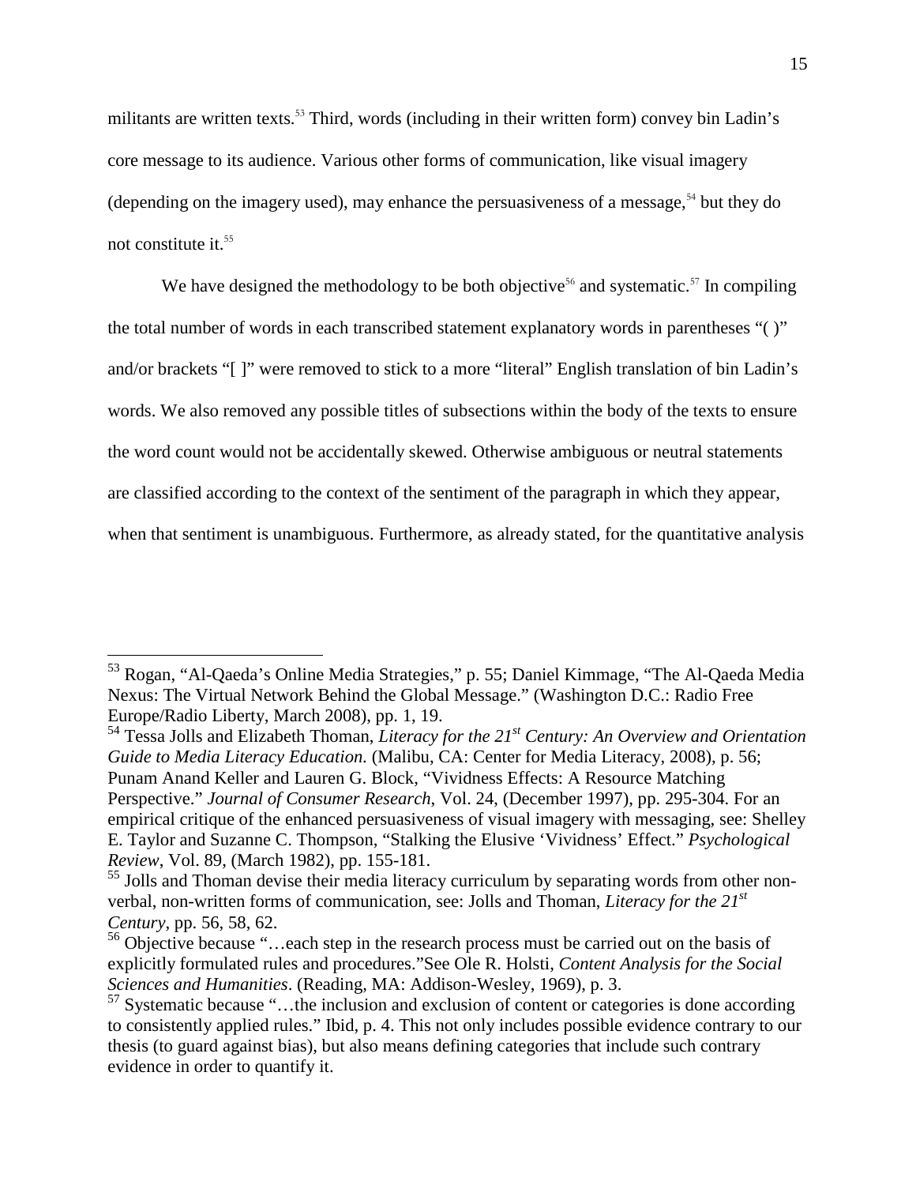militants are written texts.[53] Third, words (including in their written form) convey bin Ladin's core message to its audience. Various other forms of communication, like visual imagery (depending on the imagery used), may enhance the persuasiveness of a message,[54] but they do not constitute it.[55]

We have designed the methodology to be both objective[56] and systematic.[57] In compiling the total number of words in each transcribed statement explanatory words in parentheses "( )" and/or brackets "[ ]" were removed to stick to a more "literal" English translation of bin Ladin's words. We also removed any possible titles of subsections within the body of the texts to ensure the word count would not be accidentally skewed. Otherwise ambiguous or neutral statements are classified according to the context of the sentiment of the paragraph in which they appear, when that sentiment is unambiguous. Furthermore, as already stated, for the quantitative analysis

---

[53] Rogan, "Al-Qaeda's Online Media Strategies," p. 55; Daniel Kimmage, "The Al-Qaeda Media Nexus: The Virtual Network Behind the Global Message." (Washington D.C.: Radio Free Europe/Radio Liberty, March 2008), pp. 1, 19.

[54] Tessa Jolls and Elizabeth Thoman, *Literacy for the 21st Century: An Overview and Orientation Guide to Media Literacy Education.* (Malibu, CA: Center for Media Literacy, 2008), p. 56; Punam Anand Keller and Lauren G. Block, "Vividness Effects: A Resource Matching Perspective." *Journal of Consumer Research*, Vol. 24, (December 1997), pp. 295-304. For an empirical critique of the enhanced persuasiveness of visual imagery with messaging, see: Shelley E. Taylor and Suzanne C. Thompson, "Stalking the Elusive 'Vividness' Effect." *Psychological Review*, Vol. 89, (March 1982), pp. 155-181.

[55] Jolls and Thoman devise their media literacy curriculum by separating words from other non-verbal, non-written forms of communication, see: Jolls and Thoman, *Literacy for the 21st Century*, pp. 56, 58, 62.

[56] Objective because "…each step in the research process must be carried out on the basis of explicitly formulated rules and procedures."See Ole R. Holsti, *Content Analysis for the Social Sciences and Humanities*. (Reading, MA: Addison-Wesley, 1969), p. 3.

[57] Systematic because "…the inclusion and exclusion of content or categories is done according to consistently applied rules." Ibid, p. 4. This not only includes possible evidence contrary to our thesis (to guard against bias), but also means defining categories that include such contrary evidence in order to quantify it.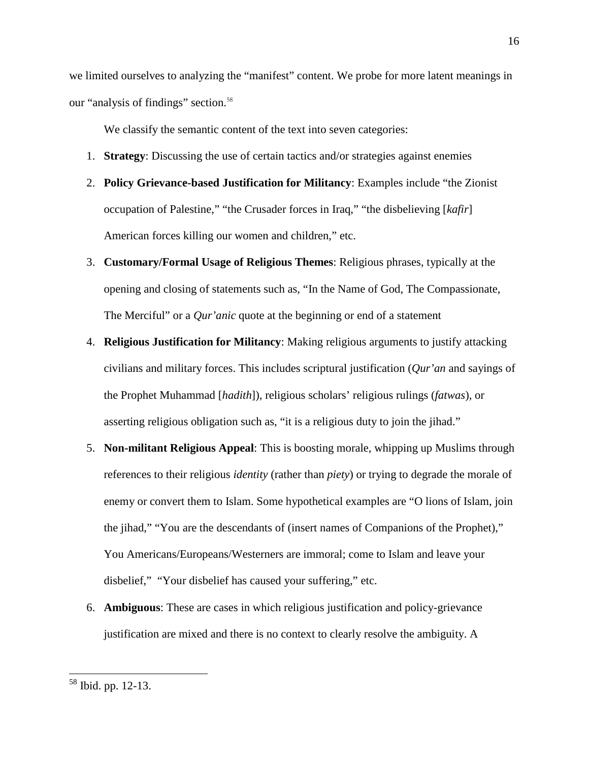we limited ourselves to analyzing the "manifest" content. We probe for more latent meanings in our "analysis of findings" section.[58]

We classify the semantic content of the text into seven categories:

1. **Strategy**: Discussing the use of certain tactics and/or strategies against enemies
2. **Policy Grievance-based Justification for Militancy**: Examples include "the Zionist occupation of Palestine," "the Crusader forces in Iraq," "the disbelieving [*kafir*] American forces killing our women and children," etc.
3. **Customary/Formal Usage of Religious Themes**: Religious phrases, typically at the opening and closing of statements such as, "In the Name of God, The Compassionate, The Merciful" or a *Qur'anic* quote at the beginning or end of a statement
4. **Religious Justification for Militancy**: Making religious arguments to justify attacking civilians and military forces. This includes scriptural justification (*Qur'an* and sayings of the Prophet Muhammad [*hadith*]), religious scholars' religious rulings (*fatwas*), or asserting religious obligation such as, "it is a religious duty to join the jihad."
5. **Non-militant Religious Appeal**: This is boosting morale, whipping up Muslims through references to their religious *identity* (rather than *piety*) or trying to degrade the morale of enemy or convert them to Islam. Some hypothetical examples are "O lions of Islam, join the jihad," "You are the descendants of (insert names of Companions of the Prophet)," You Americans/Europeans/Westerners are immoral; come to Islam and leave your disbelief," "Your disbelief has caused your suffering," etc.
6. **Ambiguous**: These are cases in which religious justification and policy-grievance justification are mixed and there is no context to clearly resolve the ambiguity. A

[58] Ibid. pp. 12-13.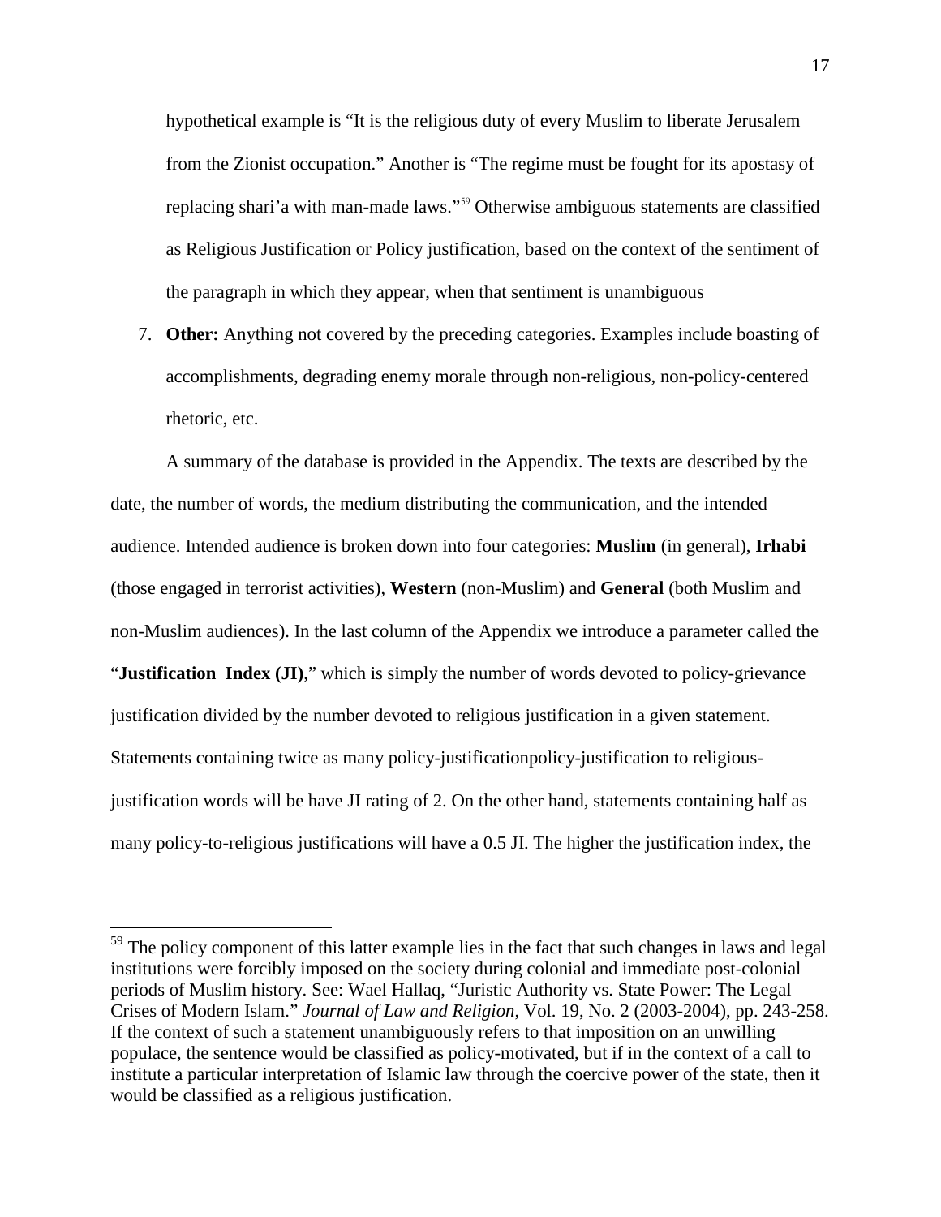hypothetical example is "It is the religious duty of every Muslim to liberate Jerusalem from the Zionist occupation." Another is "The regime must be fought for its apostasy of replacing shari'a with man-made laws."[59] Otherwise ambiguous statements are classified as Religious Justification or Policy justification, based on the context of the sentiment of the paragraph in which they appear, when that sentiment is unambiguous

7. **Other:** Anything not covered by the preceding categories. Examples include boasting of accomplishments, degrading enemy morale through non-religious, non-policy-centered rhetoric, etc.

A summary of the database is provided in the Appendix. The texts are described by the date, the number of words, the medium distributing the communication, and the intended audience. Intended audience is broken down into four categories: **Muslim** (in general), **Irhabi** (those engaged in terrorist activities), **Western** (non-Muslim) and **General** (both Muslim and non-Muslim audiences). In the last column of the Appendix we introduce a parameter called the "**Justification Index (JI)**," which is simply the number of words devoted to policy-grievance justification divided by the number devoted to religious justification in a given statement. Statements containing twice as many policy-justificationpolicy-justification to religious-justification words will be have JI rating of 2. On the other hand, statements containing half as many policy-to-religious justifications will have a 0.5 JI. The higher the justification index, the

[59] The policy component of this latter example lies in the fact that such changes in laws and legal institutions were forcibly imposed on the society during colonial and immediate post-colonial periods of Muslim history. See: Wael Hallaq, "Juristic Authority vs. State Power: The Legal Crises of Modern Islam." *Journal of Law and Religion*, Vol. 19, No. 2 (2003-2004), pp. 243-258. If the context of such a statement unambiguously refers to that imposition on an unwilling populace, the sentence would be classified as policy-motivated, but if in the context of a call to institute a particular interpretation of Islamic law through the coercive power of the state, then it would be classified as a religious justification.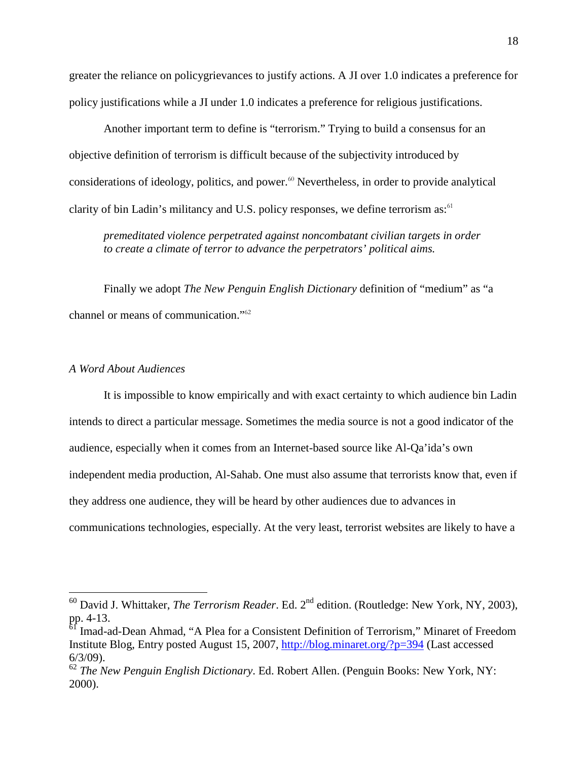greater the reliance on policygrievances to justify actions. A JI over 1.0 indicates a preference for policy justifications while a JI under 1.0 indicates a preference for religious justifications.

Another important term to define is "terrorism." Trying to build a consensus for an objective definition of terrorism is difficult because of the subjectivity introduced by considerations of ideology, politics, and power.[60] Nevertheless, in order to provide analytical clarity of bin Ladin's militancy and U.S. policy responses, we define terrorism as:[61]

> *premeditated violence perpetrated against noncombatant civilian targets in order to create a climate of terror to advance the perpetrators' political aims.*

Finally we adopt *The New Penguin English Dictionary* definition of "medium" as "a channel or means of communication."[62]

### *A Word About Audiences*

It is impossible to know empirically and with exact certainty to which audience bin Ladin intends to direct a particular message. Sometimes the media source is not a good indicator of the audience, especially when it comes from an Internet-based source like Al-Qa'ida's own independent media production, Al-Sahab. One must also assume that terrorists know that, even if they address one audience, they will be heard by other audiences due to advances in communications technologies, especially. At the very least, terrorist websites are likely to have a

---

[60] David J. Whittaker, *The Terrorism Reader*. Ed. 2nd edition. (Routledge: New York, NY, 2003), pp. 4-13.

[61] Imad-ad-Dean Ahmad, "A Plea for a Consistent Definition of Terrorism," Minaret of Freedom Institute Blog, Entry posted August 15, 2007, http://blog.minaret.org/?p=394 (Last accessed 6/3/09).

[62] *The New Penguin English Dictionary*. Ed. Robert Allen. (Penguin Books: New York, NY: 2000).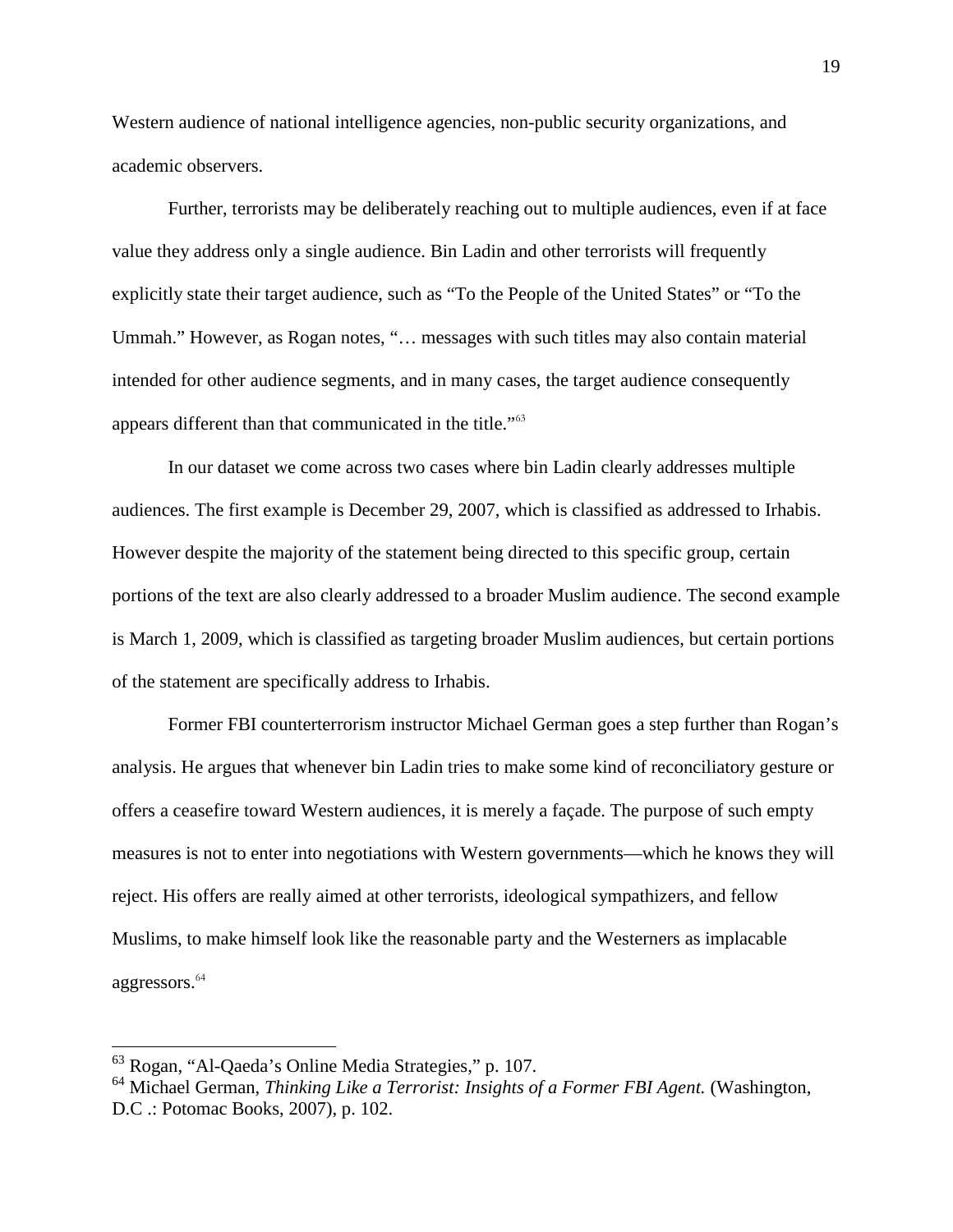Western audience of national intelligence agencies, non-public security organizations, and academic observers.

Further, terrorists may be deliberately reaching out to multiple audiences, even if at face value they address only a single audience. Bin Ladin and other terrorists will frequently explicitly state their target audience, such as "To the People of the United States" or "To the Ummah." However, as Rogan notes, "… messages with such titles may also contain material intended for other audience segments, and in many cases, the target audience consequently appears different than that communicated in the title."[63]

In our dataset we come across two cases where bin Ladin clearly addresses multiple audiences. The first example is December 29, 2007, which is classified as addressed to Irhabis. However despite the majority of the statement being directed to this specific group, certain portions of the text are also clearly addressed to a broader Muslim audience. The second example is March 1, 2009, which is classified as targeting broader Muslim audiences, but certain portions of the statement are specifically address to Irhabis.

Former FBI counterterrorism instructor Michael German goes a step further than Rogan's analysis. He argues that whenever bin Ladin tries to make some kind of reconciliatory gesture or offers a ceasefire toward Western audiences, it is merely a façade. The purpose of such empty measures is not to enter into negotiations with Western governments—which he knows they will reject. His offers are really aimed at other terrorists, ideological sympathizers, and fellow Muslims, to make himself look like the reasonable party and the Westerners as implacable aggressors.[64]

---

[63] Rogan, "Al-Qaeda's Online Media Strategies," p. 107.

[64] Michael German, *Thinking Like a Terrorist: Insights of a Former FBI Agent.* (Washington, D.C .: Potomac Books, 2007), p. 102.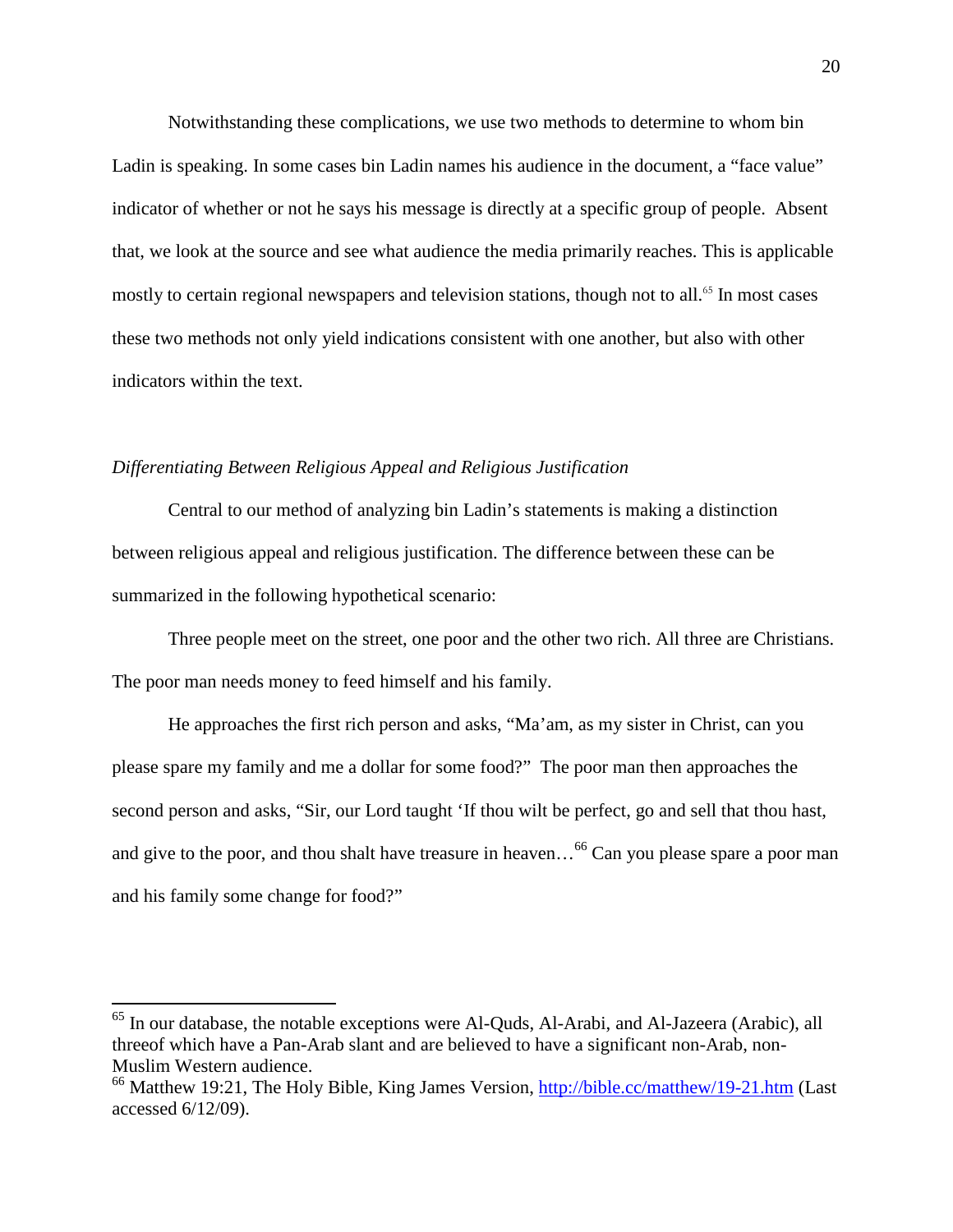Notwithstanding these complications, we use two methods to determine to whom bin Ladin is speaking. In some cases bin Ladin names his audience in the document, a "face value" indicator of whether or not he says his message is directly at a specific group of people. Absent that, we look at the source and see what audience the media primarily reaches. This is applicable mostly to certain regional newspapers and television stations, though not to all.[65] In most cases these two methods not only yield indications consistent with one another, but also with other indicators within the text.

### *Differentiating Between Religious Appeal and Religious Justification*

Central to our method of analyzing bin Ladin's statements is making a distinction between religious appeal and religious justification. The difference between these can be summarized in the following hypothetical scenario:

Three people meet on the street, one poor and the other two rich. All three are Christians. The poor man needs money to feed himself and his family.

He approaches the first rich person and asks, "Ma'am, as my sister in Christ, can you please spare my family and me a dollar for some food?" The poor man then approaches the second person and asks, "Sir, our Lord taught 'If thou wilt be perfect, go and sell that thou hast, and give to the poor, and thou shalt have treasure in heaven…[66] Can you please spare a poor man and his family some change for food?"

---

[65] In our database, the notable exceptions were Al-Quds, Al-Arabi, and Al-Jazeera (Arabic), all threeof which have a Pan-Arab slant and are believed to have a significant non-Arab, non-Muslim Western audience.

[66] Matthew 19:21, The Holy Bible, King James Version, http://bible.cc/matthew/19-21.htm (Last accessed 6/12/09).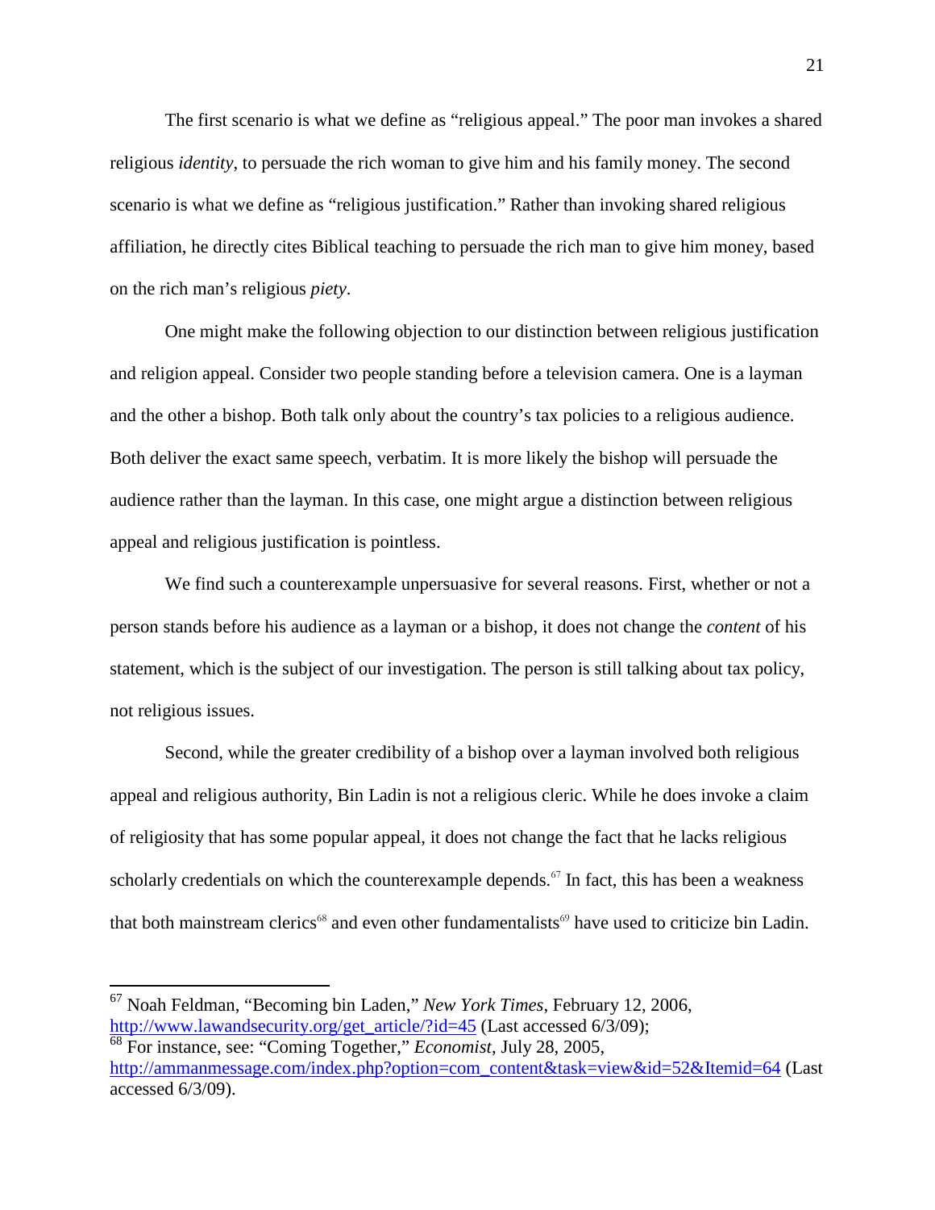The first scenario is what we define as "religious appeal." The poor man invokes a shared religious *identity*, to persuade the rich woman to give him and his family money. The second scenario is what we define as "religious justification." Rather than invoking shared religious affiliation, he directly cites Biblical teaching to persuade the rich man to give him money, based on the rich man's religious *piety*.

One might make the following objection to our distinction between religious justification and religion appeal. Consider two people standing before a television camera. One is a layman and the other a bishop. Both talk only about the country's tax policies to a religious audience. Both deliver the exact same speech, verbatim. It is more likely the bishop will persuade the audience rather than the layman. In this case, one might argue a distinction between religious appeal and religious justification is pointless.

We find such a counterexample unpersuasive for several reasons. First, whether or not a person stands before his audience as a layman or a bishop, it does not change the *content* of his statement, which is the subject of our investigation. The person is still talking about tax policy, not religious issues.

Second, while the greater credibility of a bishop over a layman involved both religious appeal and religious authority, Bin Ladin is not a religious cleric. While he does invoke a claim of religiosity that has some popular appeal, it does not change the fact that he lacks religious scholarly credentials on which the counterexample depends.[67] In fact, this has been a weakness that both mainstream clerics[68] and even other fundamentalists[69] have used to criticize bin Ladin.

---

[67] Noah Feldman, "Becoming bin Laden," *New York Times*, February 12, 2006, http://www.lawandsecurity.org/get_article/?id=45 (Last accessed 6/3/09);

[68] For instance, see: "Coming Together," *Economist*, July 28, 2005, http://ammanmessage.com/index.php?option=com_content&task=view&id=52&Itemid=64 (Last accessed 6/3/09).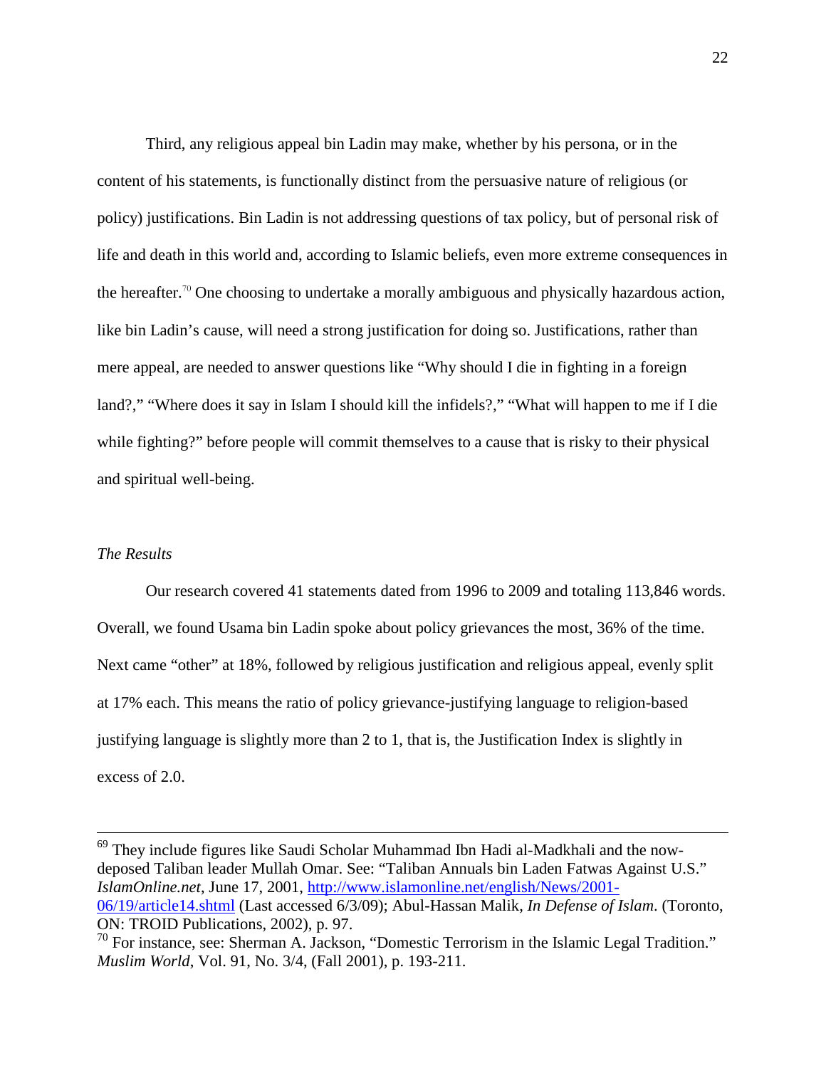Third, any religious appeal bin Ladin may make, whether by his persona, or in the content of his statements, is functionally distinct from the persuasive nature of religious (or policy) justifications. Bin Ladin is not addressing questions of tax policy, but of personal risk of life and death in this world and, according to Islamic beliefs, even more extreme consequences in the hereafter.[70] One choosing to undertake a morally ambiguous and physically hazardous action, like bin Ladin's cause, will need a strong justification for doing so. Justifications, rather than mere appeal, are needed to answer questions like "Why should I die in fighting in a foreign land?," "Where does it say in Islam I should kill the infidels?," "What will happen to me if I die while fighting?" before people will commit themselves to a cause that is risky to their physical and spiritual well-being.

*The Results*

Our research covered 41 statements dated from 1996 to 2009 and totaling 113,846 words. Overall, we found Usama bin Ladin spoke about policy grievances the most, 36% of the time. Next came "other" at 18%, followed by religious justification and religious appeal, evenly split at 17% each. This means the ratio of policy grievance-justifying language to religion-based justifying language is slightly more than 2 to 1, that is, the Justification Index is slightly in excess of 2.0.

---

[69] They include figures like Saudi Scholar Muhammad Ibn Hadi al-Madkhali and the now-deposed Taliban leader Mullah Omar. See: "Taliban Annuals bin Laden Fatwas Against U.S." *IslamOnline.net*, June 17, 2001, http://www.islamonline.net/english/News/2001-06/19/article14.shtml (Last accessed 6/3/09); Abul-Hassan Malik, *In Defense of Islam*. (Toronto, ON: TROID Publications, 2002), p. 97.

[70] For instance, see: Sherman A. Jackson, "Domestic Terrorism in the Islamic Legal Tradition." *Muslim World*, Vol. 91, No. 3/4, (Fall 2001), p. 193-211.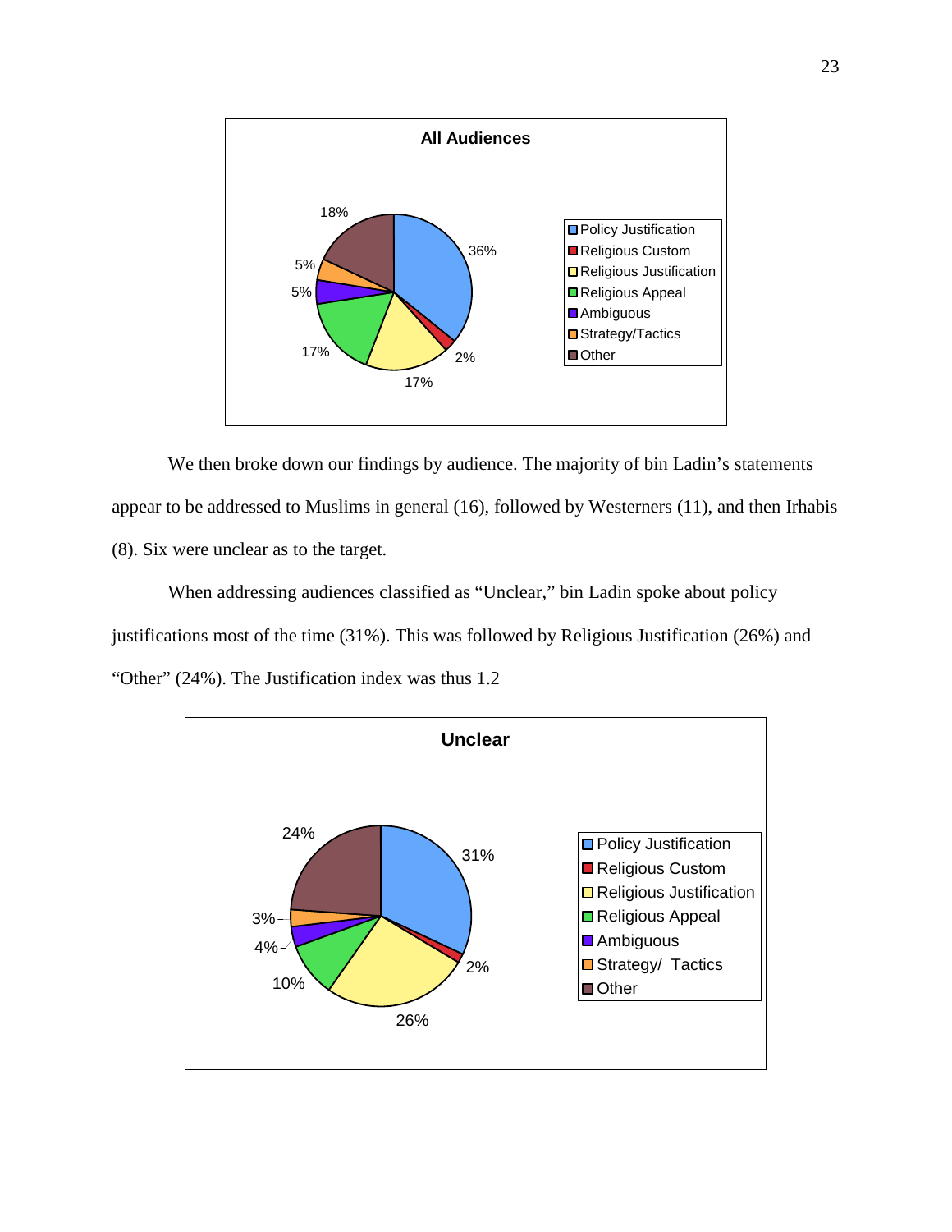**All Audiences**

| Category | Percentage |
|---|---|
| Policy Justification | 36% |
| Religious Custom | 2% |
| Religious Justification | 17% |
| Religious Appeal | 17% |
| Ambiguous | 5% |
| Strategy/Tactics | 5% |
| Other | 18% |

We then broke down our findings by audience. The majority of bin Ladin's statements appear to be addressed to Muslims in general (16), followed by Westerners (11), and then Irhabis (8). Six were unclear as to the target.

When addressing audiences classified as "Unclear," bin Ladin spoke about policy justifications most of the time (31%). This was followed by Religious Justification (26%) and "Other" (24%). The Justification index was thus 1.2

**Unclear**

| Category | Percentage |
|---|---|
| Policy Justification | 31% |
| Religious Custom | 2% |
| Religious Justification | 26% |
| Religious Appeal | 10% |
| Ambiguous | 4% |
| Strategy/ Tactics | 3% |
| Other | 24% |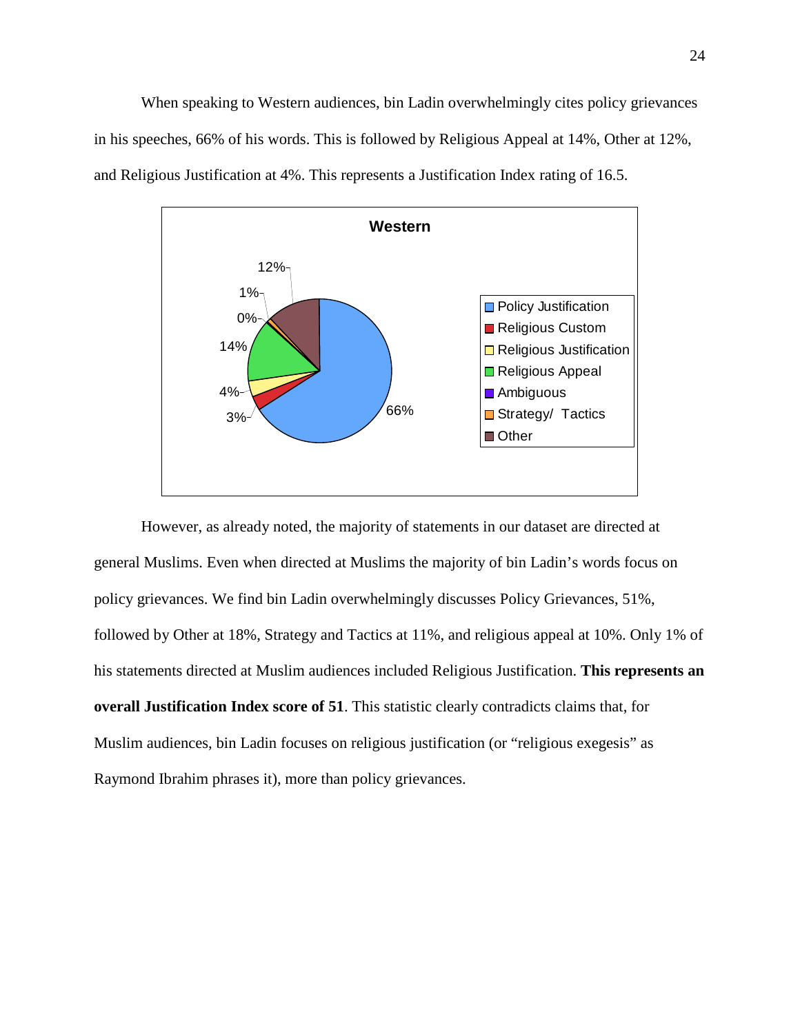When speaking to Western audiences, bin Ladin overwhelmingly cites policy grievances in his speeches, 66% of his words. This is followed by Religious Appeal at 14%, Other at 12%, and Religious Justification at 4%. This represents a Justification Index rating of 16.5.

However, as already noted, the majority of statements in our dataset are directed at general Muslims. Even when directed at Muslims the majority of bin Ladin's words focus on policy grievances. We find bin Ladin overwhelmingly discusses Policy Grievances, 51%, followed by Other at 18%, Strategy and Tactics at 11%, and religious appeal at 10%. Only 1% of his statements directed at Muslim audiences included Religious Justification. **This represents an overall Justification Index score of 51**. This statistic clearly contradicts claims that, for Muslim audiences, bin Ladin focuses on religious justification (or "religious exegesis" as Raymond Ibrahim phrases it), more than policy grievances.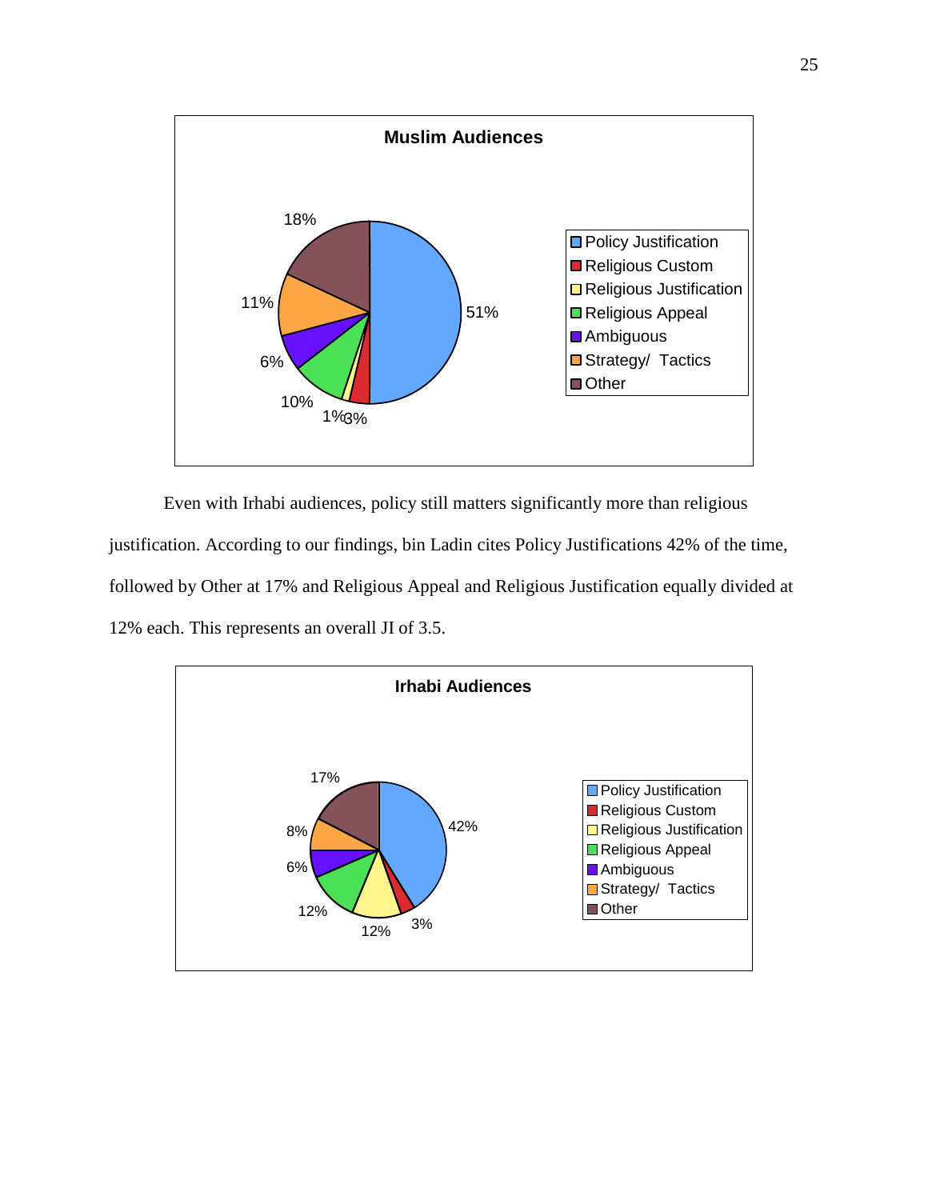**Muslim Audiences**

| Category | Percentage |
| --- | --- |
| Policy Justification | 51% |
| Religious Custom | 3% |
| Religious Justification | 1% |
| Religious Appeal | 10% |
| Ambiguous | 6% |
| Strategy/ Tactics | 11% |
| Other | 18% |

Even with Irhabi audiences, policy still matters significantly more than religious justification. According to our findings, bin Ladin cites Policy Justifications 42% of the time, followed by Other at 17% and Religious Appeal and Religious Justification equally divided at 12% each. This represents an overall JI of 3.5.

**Irhabi Audiences**

| Category | Percentage |
| --- | --- |
| Policy Justification | 42% |
| Religious Custom | 3% |
| Religious Justification | 12% |
| Religious Appeal | 12% |
| Ambiguous | 6% |
| Strategy/ Tactics | 8% |
| Other | 17% |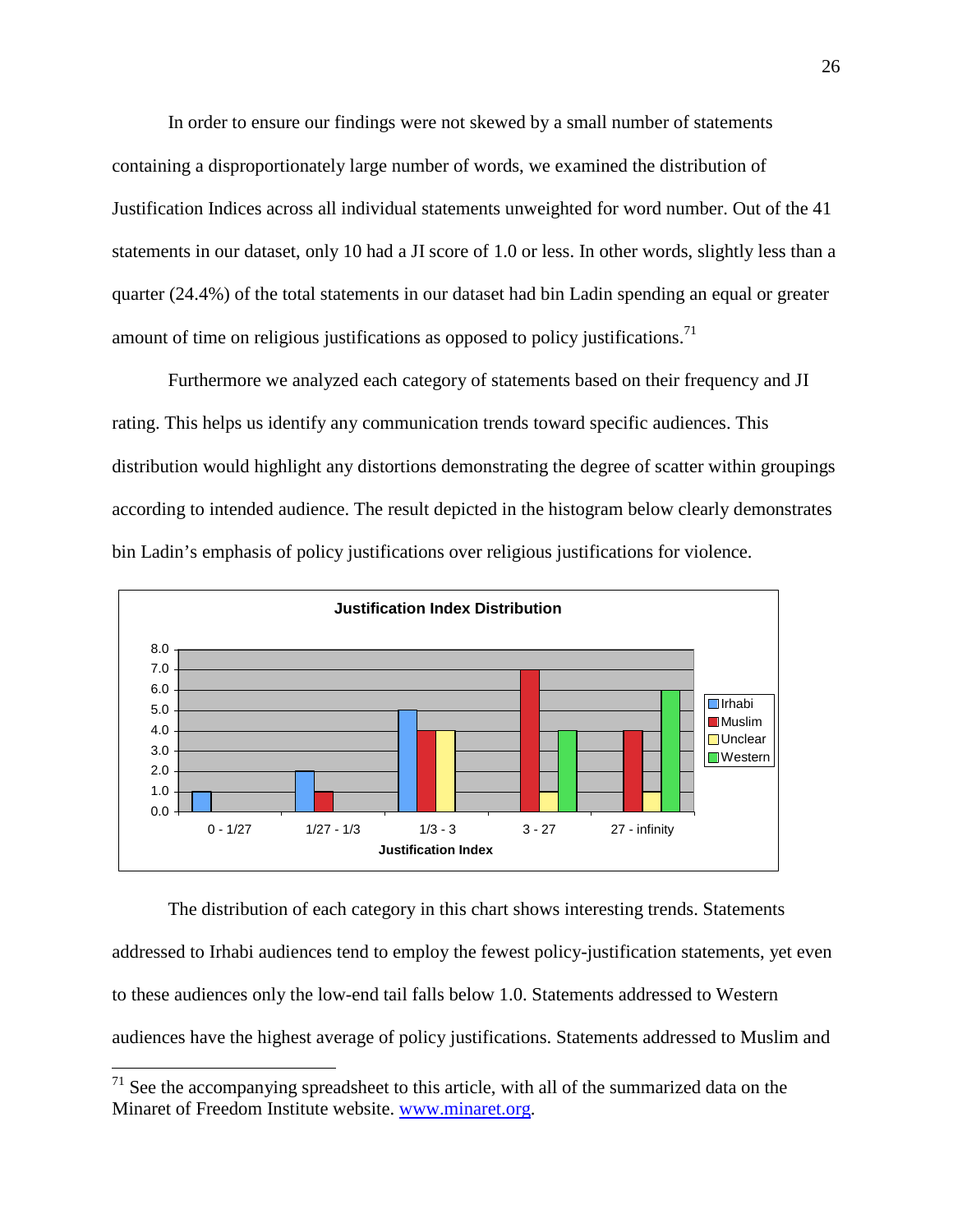In order to ensure our findings were not skewed by a small number of statements containing a disproportionately large number of words, we examined the distribution of Justification Indices across all individual statements unweighted for word number. Out of the 41 statements in our dataset, only 10 had a JI score of 1.0 or less. In other words, slightly less than a quarter (24.4%) of the total statements in our dataset had bin Ladin spending an equal or greater amount of time on religious justifications as opposed to policy justifications.[71]

Furthermore we analyzed each category of statements based on their frequency and JI rating. This helps us identify any communication trends toward specific audiences. This distribution would highlight any distortions demonstrating the degree of scatter within groupings according to intended audience. The result depicted in the histogram below clearly demonstrates bin Ladin's emphasis of policy justifications over religious justifications for violence.

**Justification Index Distribution**

| Justification Index | Irhabi | Muslim | Unclear | Western |
|---|---|---|---|---|
| 0 - 1/27 | 1.0 | 0.0 | 0.0 | 0.0 |
| 1/27 - 1/3 | 2.0 | 1.0 | 0.0 | 0.0 |
| 1/3 - 3 | 5.0 | 4.0 | 4.0 | 0.0 |
| 3 - 27 | 0.0 | 7.0 | 1.0 | 4.0 |
| 27 - infinity | 0.0 | 4.0 | 1.0 | 6.0 |

The distribution of each category in this chart shows interesting trends. Statements addressed to Irhabi audiences tend to employ the fewest policy-justification statements, yet even to these audiences only the low-end tail falls below 1.0. Statements addressed to Western audiences have the highest average of policy justifications. Statements addressed to Muslim and

[71] See the accompanying spreadsheet to this article, with all of the summarized data on the Minaret of Freedom Institute website. www.minaret.org.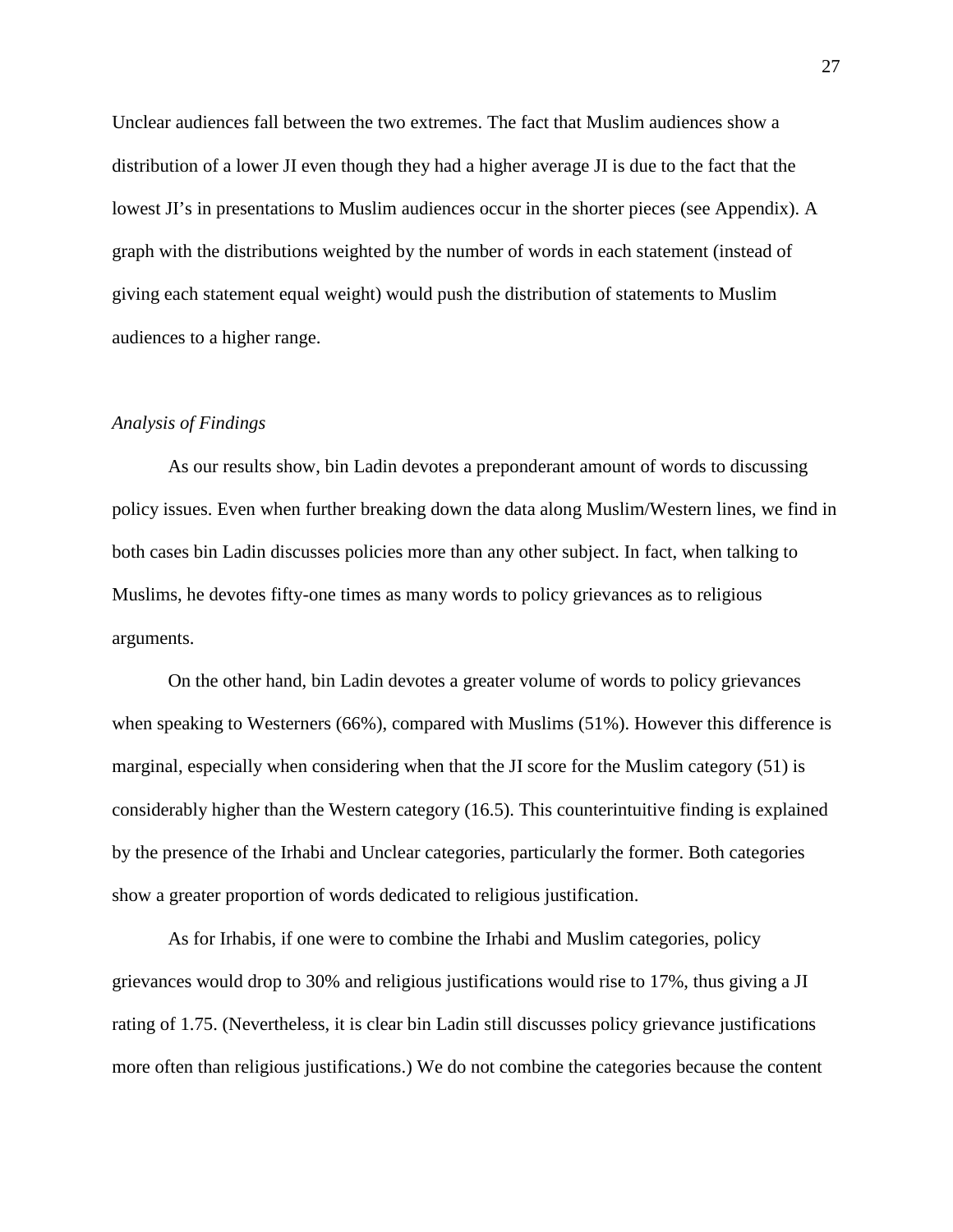Unclear audiences fall between the two extremes. The fact that Muslim audiences show a distribution of a lower JI even though they had a higher average JI is due to the fact that the lowest JI's in presentations to Muslim audiences occur in the shorter pieces (see Appendix). A graph with the distributions weighted by the number of words in each statement (instead of giving each statement equal weight) would push the distribution of statements to Muslim audiences to a higher range.

### *Analysis of Findings*

As our results show, bin Ladin devotes a preponderant amount of words to discussing policy issues. Even when further breaking down the data along Muslim/Western lines, we find in both cases bin Ladin discusses policies more than any other subject. In fact, when talking to Muslims, he devotes fifty-one times as many words to policy grievances as to religious arguments.

On the other hand, bin Ladin devotes a greater volume of words to policy grievances when speaking to Westerners (66%), compared with Muslims (51%). However this difference is marginal, especially when considering when that the JI score for the Muslim category (51) is considerably higher than the Western category (16.5). This counterintuitive finding is explained by the presence of the Irhabi and Unclear categories, particularly the former. Both categories show a greater proportion of words dedicated to religious justification.

As for Irhabis, if one were to combine the Irhabi and Muslim categories, policy grievances would drop to 30% and religious justifications would rise to 17%, thus giving a JI rating of 1.75. (Nevertheless, it is clear bin Ladin still discusses policy grievance justifications more often than religious justifications.) We do not combine the categories because the content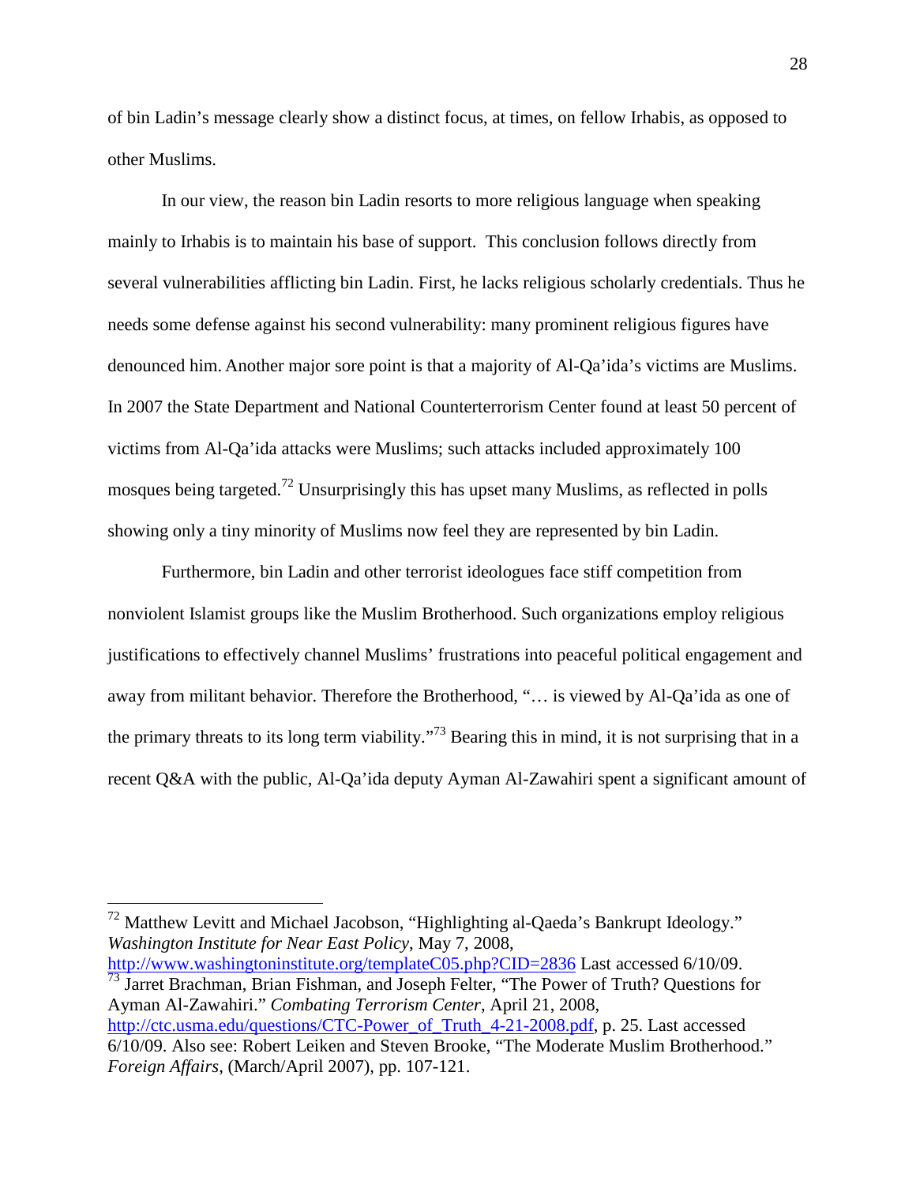of bin Ladin's message clearly show a distinct focus, at times, on fellow Irhabis, as opposed to other Muslims.

In our view, the reason bin Ladin resorts to more religious language when speaking mainly to Irhabis is to maintain his base of support. This conclusion follows directly from several vulnerabilities afflicting bin Ladin. First, he lacks religious scholarly credentials. Thus he needs some defense against his second vulnerability: many prominent religious figures have denounced him. Another major sore point is that a majority of Al-Qa'ida's victims are Muslims. In 2007 the State Department and National Counterterrorism Center found at least 50 percent of victims from Al-Qa'ida attacks were Muslims; such attacks included approximately 100 mosques being targeted.[72] Unsurprisingly this has upset many Muslims, as reflected in polls showing only a tiny minority of Muslims now feel they are represented by bin Ladin.

Furthermore, bin Ladin and other terrorist ideologues face stiff competition from nonviolent Islamist groups like the Muslim Brotherhood. Such organizations employ religious justifications to effectively channel Muslims' frustrations into peaceful political engagement and away from militant behavior. Therefore the Brotherhood, "… is viewed by Al-Qa'ida as one of the primary threats to its long term viability."[73] Bearing this in mind, it is not surprising that in a recent Q&A with the public, Al-Qa'ida deputy Ayman Al-Zawahiri spent a significant amount of

---

[72] Matthew Levitt and Michael Jacobson, "Highlighting al-Qaeda's Bankrupt Ideology." *Washington Institute for Near East Policy*, May 7, 2008, http://www.washingtoninstitute.org/templateC05.php?CID=2836 Last accessed 6/10/09.

[73] Jarret Brachman, Brian Fishman, and Joseph Felter, "The Power of Truth? Questions for Ayman Al-Zawahiri." *Combating Terrorism Center*, April 21, 2008, http://ctc.usma.edu/questions/CTC-Power_of_Truth_4-21-2008.pdf, p. 25. Last accessed 6/10/09. Also see: Robert Leiken and Steven Brooke, "The Moderate Muslim Brotherhood." *Foreign Affairs*, (March/April 2007), pp. 107-121.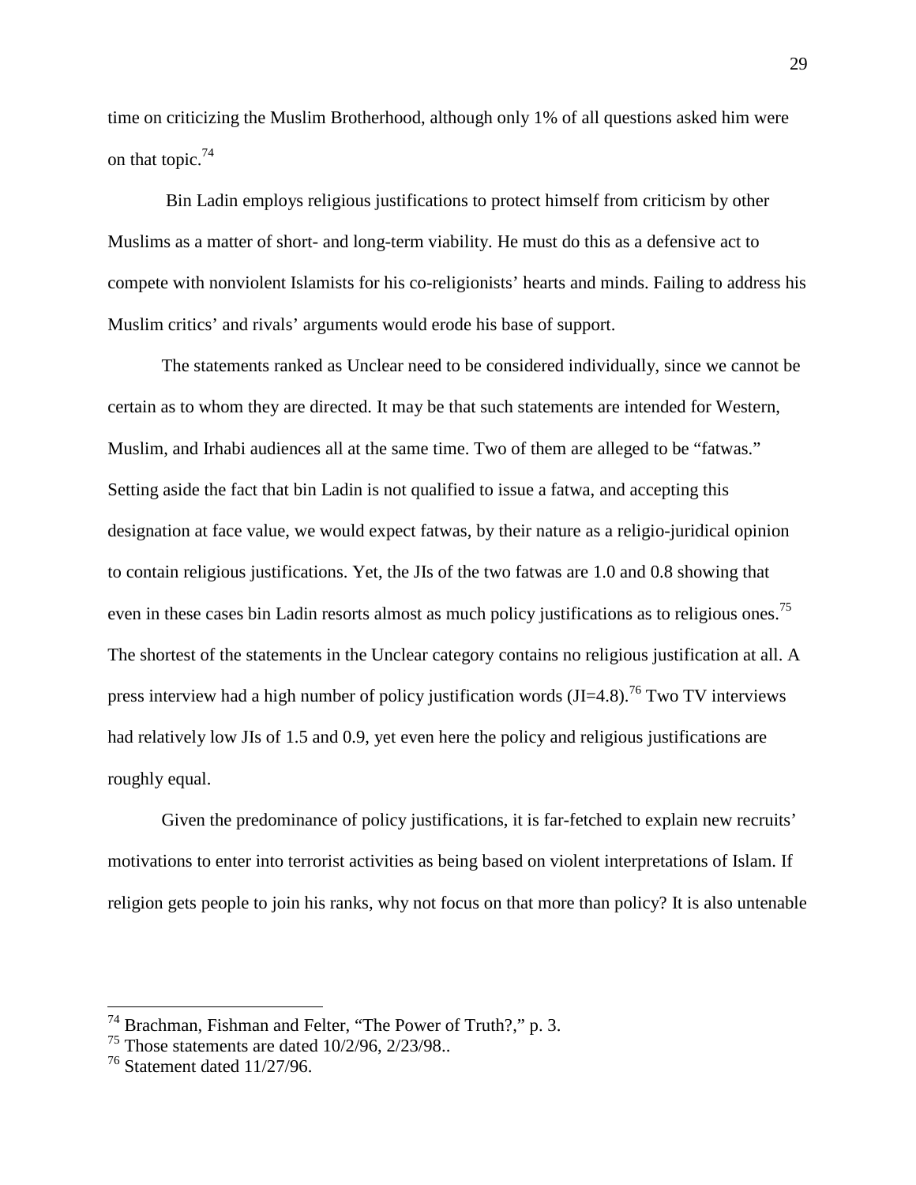time on criticizing the Muslim Brotherhood, although only 1% of all questions asked him were on that topic.[74]

Bin Ladin employs religious justifications to protect himself from criticism by other Muslims as a matter of short- and long-term viability. He must do this as a defensive act to compete with nonviolent Islamists for his co-religionists' hearts and minds. Failing to address his Muslim critics' and rivals' arguments would erode his base of support.

The statements ranked as Unclear need to be considered individually, since we cannot be certain as to whom they are directed. It may be that such statements are intended for Western, Muslim, and Irhabi audiences all at the same time. Two of them are alleged to be "fatwas." Setting aside the fact that bin Ladin is not qualified to issue a fatwa, and accepting this designation at face value, we would expect fatwas, by their nature as a religio-juridical opinion to contain religious justifications. Yet, the JIs of the two fatwas are 1.0 and 0.8 showing that even in these cases bin Ladin resorts almost as much policy justifications as to religious ones.[75] The shortest of the statements in the Unclear category contains no religious justification at all. A press interview had a high number of policy justification words (JI=4.8).[76] Two TV interviews had relatively low JIs of 1.5 and 0.9, yet even here the policy and religious justifications are roughly equal.

Given the predominance of policy justifications, it is far-fetched to explain new recruits' motivations to enter into terrorist activities as being based on violent interpretations of Islam. If religion gets people to join his ranks, why not focus on that more than policy? It is also untenable

---

[74] Brachman, Fishman and Felter, "The Power of Truth?," p. 3.

[75] Those statements are dated 10/2/96, 2/23/98..

[76] Statement dated 11/27/96.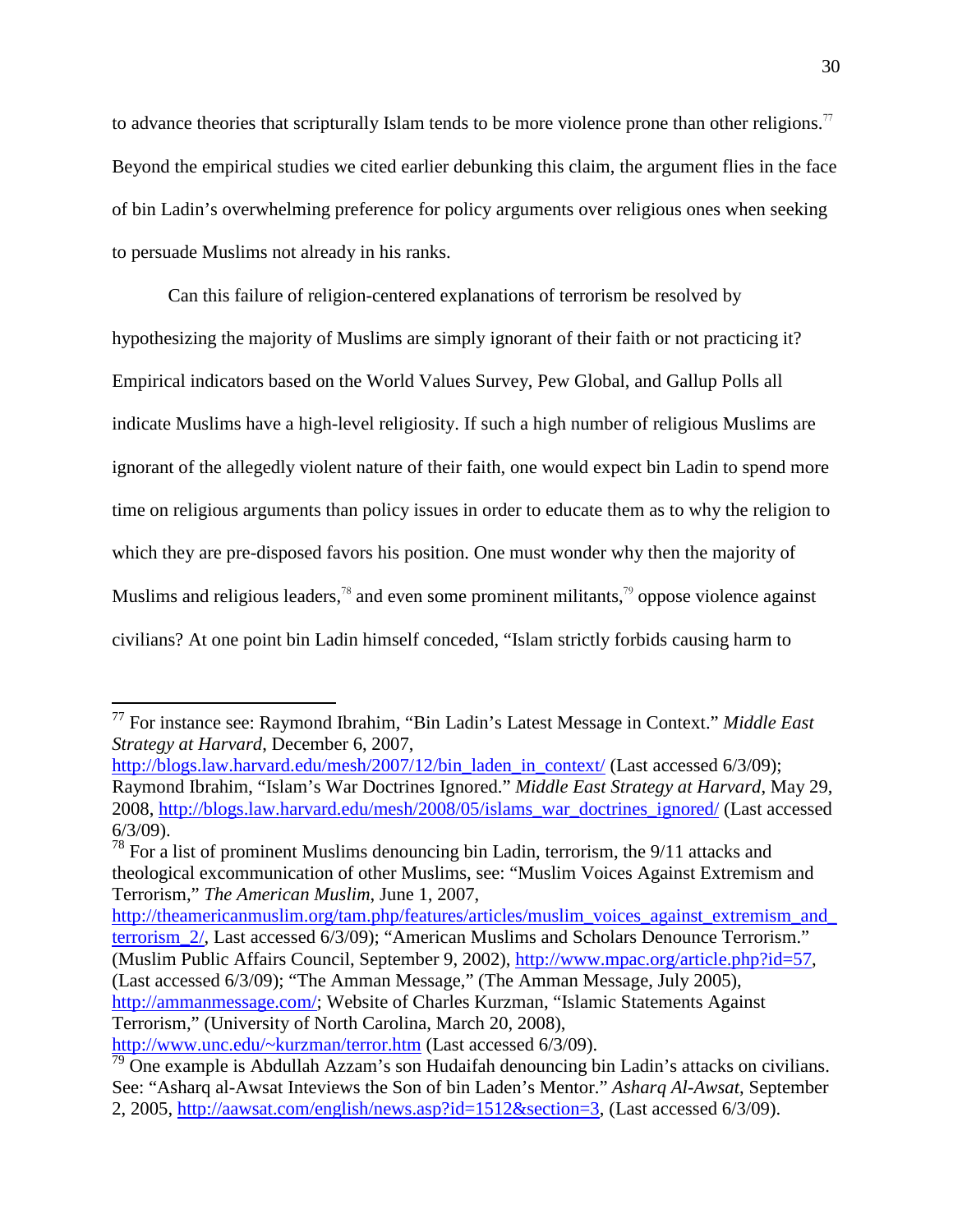to advance theories that scripturally Islam tends to be more violence prone than other religions.[77] Beyond the empirical studies we cited earlier debunking this claim, the argument flies in the face of bin Ladin's overwhelming preference for policy arguments over religious ones when seeking to persuade Muslims not already in his ranks.

Can this failure of religion-centered explanations of terrorism be resolved by hypothesizing the majority of Muslims are simply ignorant of their faith or not practicing it? Empirical indicators based on the World Values Survey, Pew Global, and Gallup Polls all indicate Muslims have a high-level religiosity. If such a high number of religious Muslims are ignorant of the allegedly violent nature of their faith, one would expect bin Ladin to spend more time on religious arguments than policy issues in order to educate them as to why the religion to which they are pre-disposed favors his position. One must wonder why then the majority of Muslims and religious leaders,[78] and even some prominent militants,[79] oppose violence against civilians? At one point bin Ladin himself conceded, "Islam strictly forbids causing harm to

---

[77] For instance see: Raymond Ibrahim, "Bin Ladin's Latest Message in Context." *Middle East Strategy at Harvard*, December 6, 2007, http://blogs.law.harvard.edu/mesh/2007/12/bin_laden_in_context/ (Last accessed 6/3/09); Raymond Ibrahim, "Islam's War Doctrines Ignored." *Middle East Strategy at Harvard*, May 29, 2008, http://blogs.law.harvard.edu/mesh/2008/05/islams_war_doctrines_ignored/ (Last accessed 6/3/09).

[78] For a list of prominent Muslims denouncing bin Ladin, terrorism, the 9/11 attacks and theological excommunication of other Muslims, see: "Muslim Voices Against Extremism and Terrorism," *The American Muslim*, June 1, 2007, http://theamericanmuslim.org/tam.php/features/articles/muslim_voices_against_extremism_and_terrorism_2/, Last accessed 6/3/09); "American Muslims and Scholars Denounce Terrorism." (Muslim Public Affairs Council, September 9, 2002), http://www.mpac.org/article.php?id=57, (Last accessed 6/3/09); "The Amman Message," (The Amman Message, July 2005), http://ammanmessage.com/; Website of Charles Kurzman, "Islamic Statements Against Terrorism," (University of North Carolina, March 20, 2008), http://www.unc.edu/~kurzman/terror.htm (Last accessed 6/3/09).

[79] One example is Abdullah Azzam's son Hudaifah denouncing bin Ladin's attacks on civilians. See: "Asharq al-Awsat Inteviews the Son of bin Laden's Mentor." *Asharq Al-Awsat*, September 2, 2005, http://aawsat.com/english/news.asp?id=1512&section=3, (Last accessed 6/3/09).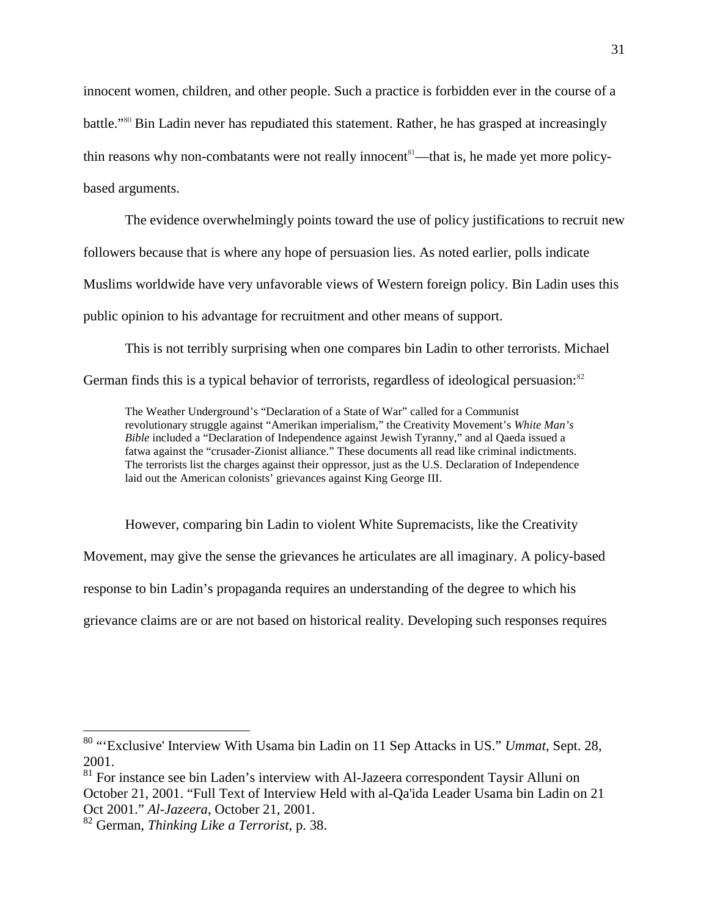innocent women, children, and other people. Such a practice is forbidden ever in the course of a battle."[80] Bin Ladin never has repudiated this statement. Rather, he has grasped at increasingly thin reasons why non-combatants were not really innocent[81]—that is, he made yet more policy-based arguments.

The evidence overwhelmingly points toward the use of policy justifications to recruit new followers because that is where any hope of persuasion lies. As noted earlier, polls indicate Muslims worldwide have very unfavorable views of Western foreign policy. Bin Ladin uses this public opinion to his advantage for recruitment and other means of support.

This is not terribly surprising when one compares bin Ladin to other terrorists. Michael German finds this is a typical behavior of terrorists, regardless of ideological persuasion:[82]

> The Weather Underground's "Declaration of a State of War" called for a Communist revolutionary struggle against "Amerikan imperialism," the Creativity Movement's *White Man's Bible* included a "Declaration of Independence against Jewish Tyranny," and al Qaeda issued a fatwa against the "crusader-Zionist alliance." These documents all read like criminal indictments. The terrorists list the charges against their oppressor, just as the U.S. Declaration of Independence laid out the American colonists' grievances against King George III.

However, comparing bin Ladin to violent White Supremacists, like the Creativity Movement, may give the sense the grievances he articulates are all imaginary. A policy-based response to bin Ladin's propaganda requires an understanding of the degree to which his grievance claims are or are not based on historical reality. Developing such responses requires

---

[80] "'Exclusive' Interview With Usama bin Ladin on 11 Sep Attacks in US." *Ummat*, Sept. 28, 2001.

[81] For instance see bin Laden's interview with Al-Jazeera correspondent Taysir Alluni on October 21, 2001. "Full Text of Interview Held with al-Qa'ida Leader Usama bin Ladin on 21 Oct 2001." *Al-Jazeera*, October 21, 2001.

[82] German, *Thinking Like a Terrorist*, p. 38.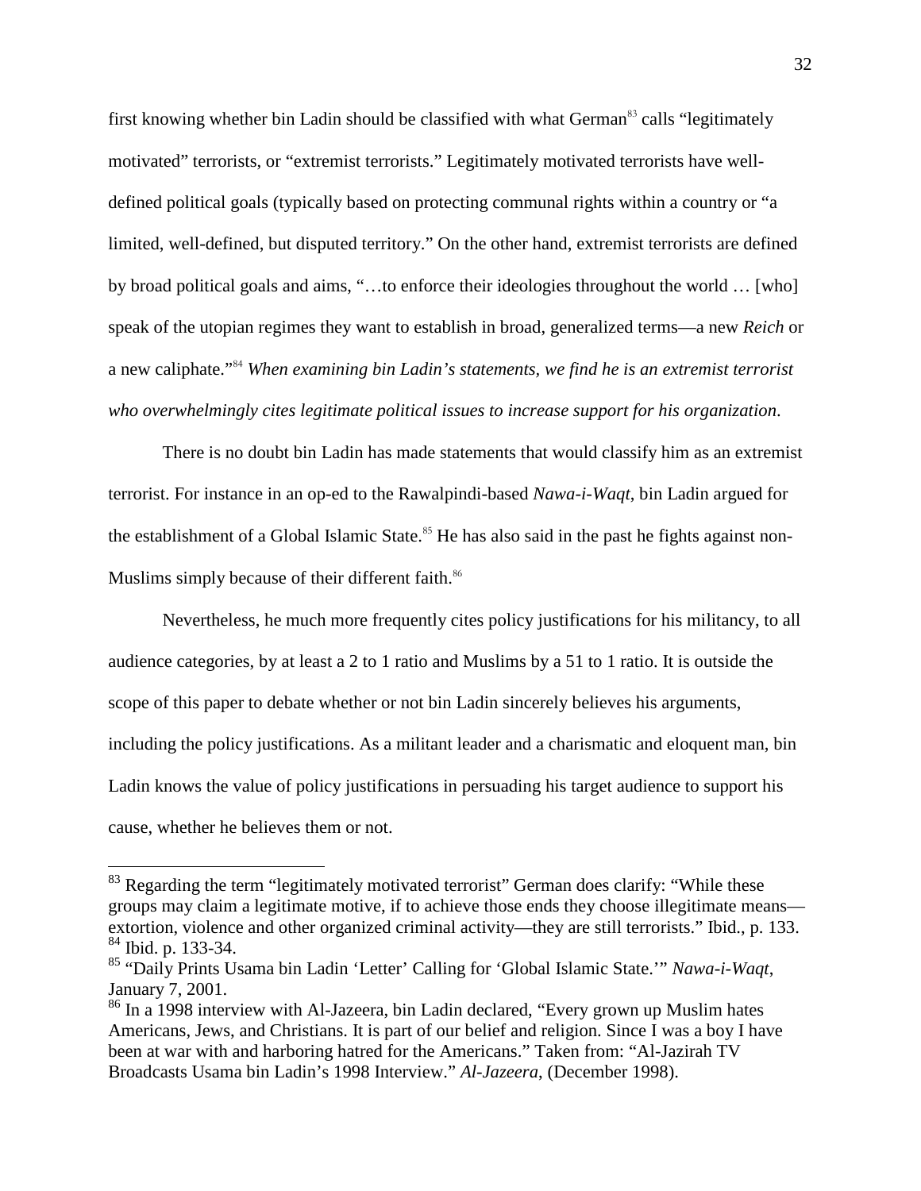first knowing whether bin Ladin should be classified with what German[83] calls "legitimately motivated" terrorists, or "extremist terrorists." Legitimately motivated terrorists have well-defined political goals (typically based on protecting communal rights within a country or "a limited, well-defined, but disputed territory." On the other hand, extremist terrorists are defined by broad political goals and aims, "…to enforce their ideologies throughout the world … [who] speak of the utopian regimes they want to establish in broad, generalized terms—a new *Reich* or a new caliphate."[84] *When examining bin Ladin's statements, we find he is an extremist terrorist who overwhelmingly cites legitimate political issues to increase support for his organization.*

There is no doubt bin Ladin has made statements that would classify him as an extremist terrorist. For instance in an op-ed to the Rawalpindi-based *Nawa-i-Waqt*, bin Ladin argued for the establishment of a Global Islamic State.[85] He has also said in the past he fights against non-Muslims simply because of their different faith.[86]

Nevertheless, he much more frequently cites policy justifications for his militancy, to all audience categories, by at least a 2 to 1 ratio and Muslims by a 51 to 1 ratio. It is outside the scope of this paper to debate whether or not bin Ladin sincerely believes his arguments, including the policy justifications. As a militant leader and a charismatic and eloquent man, bin Ladin knows the value of policy justifications in persuading his target audience to support his cause, whether he believes them or not.

---

[83] Regarding the term "legitimately motivated terrorist" German does clarify: "While these groups may claim a legitimate motive, if to achieve those ends they choose illegitimate means—extortion, violence and other organized criminal activity—they are still terrorists." Ibid., p. 133.

[84] Ibid. p. 133-34.

[85] "Daily Prints Usama bin Ladin 'Letter' Calling for 'Global Islamic State.'" *Nawa-i-Waqt*, January 7, 2001.

[86] In a 1998 interview with Al-Jazeera, bin Ladin declared, "Every grown up Muslim hates Americans, Jews, and Christians. It is part of our belief and religion. Since I was a boy I have been at war with and harboring hatred for the Americans." Taken from: "Al-Jazirah TV Broadcasts Usama bin Ladin's 1998 Interview." *Al-Jazeera*, (December 1998).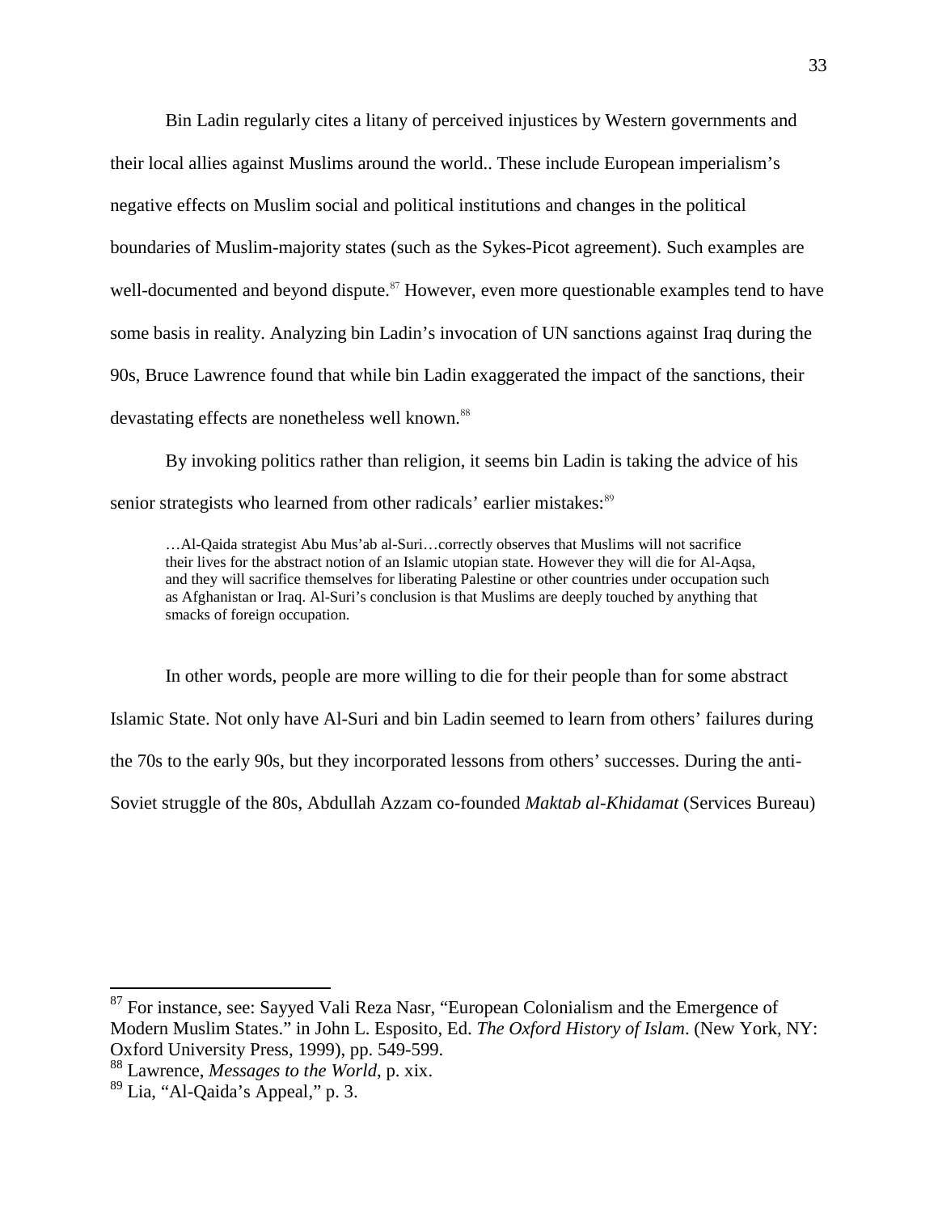Bin Ladin regularly cites a litany of perceived injustices by Western governments and their local allies against Muslims around the world.. These include European imperialism's negative effects on Muslim social and political institutions and changes in the political boundaries of Muslim-majority states (such as the Sykes-Picot agreement). Such examples are well-documented and beyond dispute.[87] However, even more questionable examples tend to have some basis in reality. Analyzing bin Ladin's invocation of UN sanctions against Iraq during the 90s, Bruce Lawrence found that while bin Ladin exaggerated the impact of the sanctions, their devastating effects are nonetheless well known.[88]

By invoking politics rather than religion, it seems bin Ladin is taking the advice of his senior strategists who learned from other radicals' earlier mistakes:[89]

> …Al-Qaida strategist Abu Mus'ab al-Suri…correctly observes that Muslims will not sacrifice their lives for the abstract notion of an Islamic utopian state. However they will die for Al-Aqsa, and they will sacrifice themselves for liberating Palestine or other countries under occupation such as Afghanistan or Iraq. Al-Suri's conclusion is that Muslims are deeply touched by anything that smacks of foreign occupation.

In other words, people are more willing to die for their people than for some abstract Islamic State. Not only have Al-Suri and bin Ladin seemed to learn from others' failures during the 70s to the early 90s, but they incorporated lessons from others' successes. During the anti-Soviet struggle of the 80s, Abdullah Azzam co-founded *Maktab al-Khidamat* (Services Bureau)

---

[87] For instance, see: Sayyed Vali Reza Nasr, "European Colonialism and the Emergence of Modern Muslim States." in John L. Esposito, Ed. *The Oxford History of Islam*. (New York, NY: Oxford University Press, 1999), pp. 549-599.

[88] Lawrence, *Messages to the World*, p. xix.

[89] Lia, "Al-Qaida's Appeal," p. 3.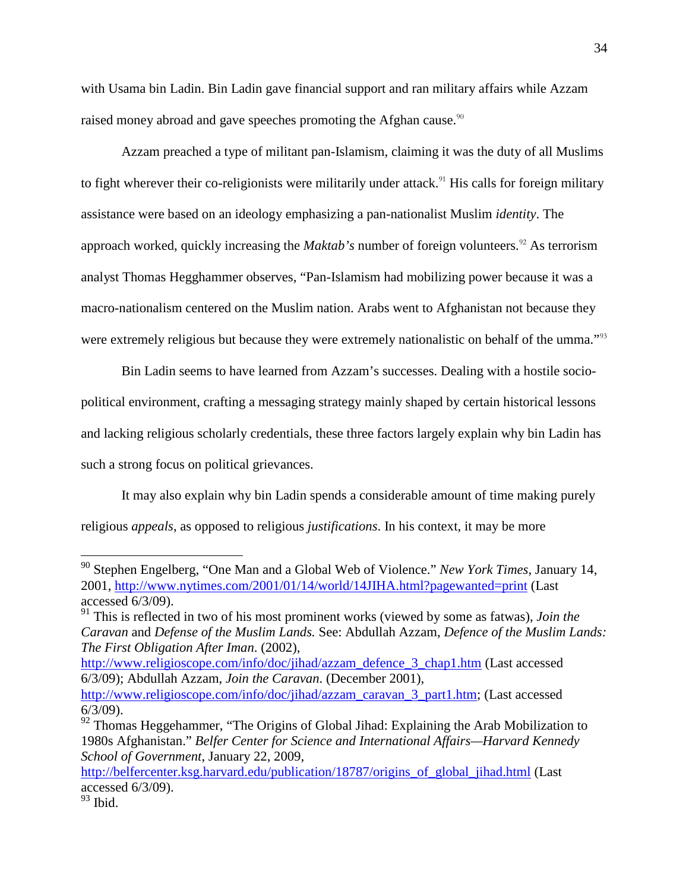with Usama bin Ladin. Bin Ladin gave financial support and ran military affairs while Azzam raised money abroad and gave speeches promoting the Afghan cause.[90]

Azzam preached a type of militant pan-Islamism, claiming it was the duty of all Muslims to fight wherever their co-religionists were militarily under attack.[91] His calls for foreign military assistance were based on an ideology emphasizing a pan-nationalist Muslim *identity*. The approach worked, quickly increasing the *Maktab's* number of foreign volunteers.[92] As terrorism analyst Thomas Hegghammer observes, "Pan-Islamism had mobilizing power because it was a macro-nationalism centered on the Muslim nation. Arabs went to Afghanistan not because they were extremely religious but because they were extremely nationalistic on behalf of the umma."[93]

Bin Ladin seems to have learned from Azzam's successes. Dealing with a hostile socio-political environment, crafting a messaging strategy mainly shaped by certain historical lessons and lacking religious scholarly credentials, these three factors largely explain why bin Ladin has such a strong focus on political grievances.

It may also explain why bin Ladin spends a considerable amount of time making purely religious *appeals*, as opposed to religious *justifications*. In his context, it may be more

---

[90] Stephen Engelberg, "One Man and a Global Web of Violence." *New York Times*, January 14, 2001, http://www.nytimes.com/2001/01/14/world/14JIHA.html?pagewanted=print (Last accessed 6/3/09).

[91] This is reflected in two of his most prominent works (viewed by some as fatwas), *Join the Caravan* and *Defense of the Muslim Lands.* See: Abdullah Azzam, *Defence of the Muslim Lands: The First Obligation After Iman*. (2002), http://www.religioscope.com/info/doc/jihad/azzam_defence_3_chap1.htm (Last accessed 6/3/09); Abdullah Azzam, *Join the Caravan*. (December 2001), http://www.religioscope.com/info/doc/jihad/azzam_caravan_3_part1.htm; (Last accessed 6/3/09).

[92] Thomas Heggehammer, "The Origins of Global Jihad: Explaining the Arab Mobilization to 1980s Afghanistan." *Belfer Center for Science and International Affairs—Harvard Kennedy School of Government*, January 22, 2009, http://belfercenter.ksg.harvard.edu/publication/18787/origins_of_global_jihad.html (Last accessed 6/3/09).

[93] Ibid.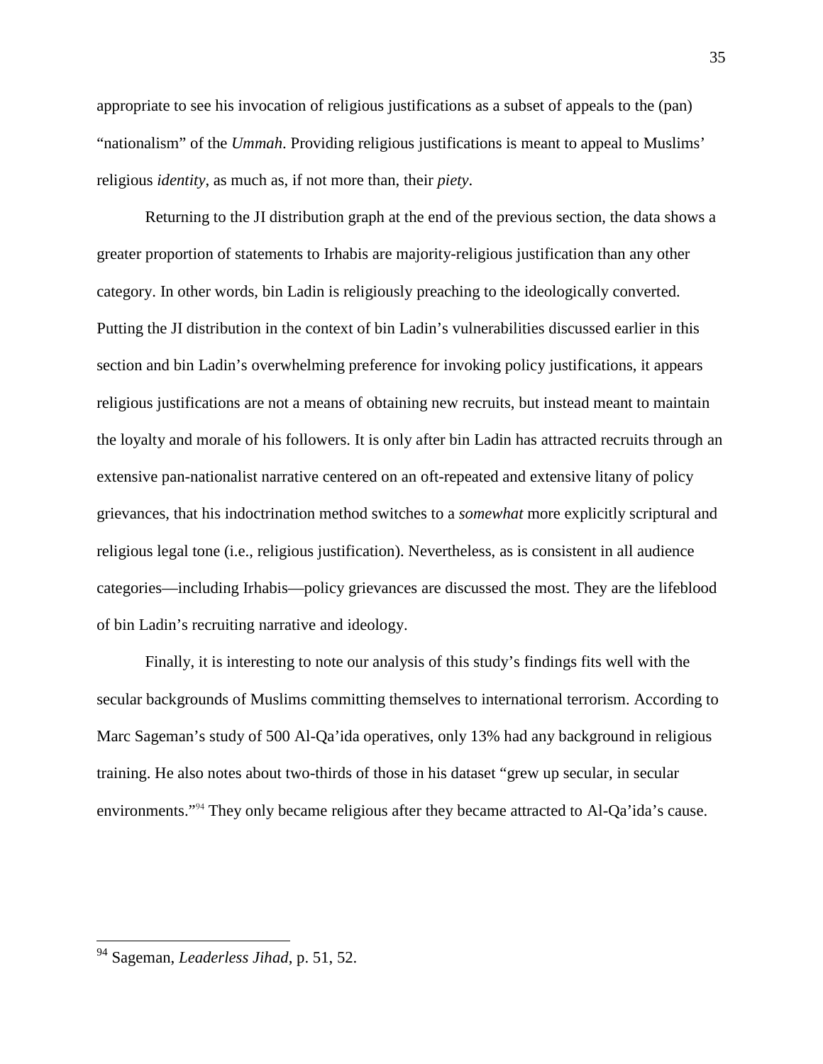appropriate to see his invocation of religious justifications as a subset of appeals to the (pan) "nationalism" of the *Ummah*. Providing religious justifications is meant to appeal to Muslims' religious *identity*, as much as, if not more than, their *piety*.

Returning to the JI distribution graph at the end of the previous section, the data shows a greater proportion of statements to Irhabis are majority-religious justification than any other category. In other words, bin Ladin is religiously preaching to the ideologically converted. Putting the JI distribution in the context of bin Ladin's vulnerabilities discussed earlier in this section and bin Ladin's overwhelming preference for invoking policy justifications, it appears religious justifications are not a means of obtaining new recruits, but instead meant to maintain the loyalty and morale of his followers. It is only after bin Ladin has attracted recruits through an extensive pan-nationalist narrative centered on an oft-repeated and extensive litany of policy grievances, that his indoctrination method switches to a *somewhat* more explicitly scriptural and religious legal tone (i.e., religious justification). Nevertheless, as is consistent in all audience categories—including Irhabis—policy grievances are discussed the most. They are the lifeblood of bin Ladin's recruiting narrative and ideology.

Finally, it is interesting to note our analysis of this study's findings fits well with the secular backgrounds of Muslims committing themselves to international terrorism. According to Marc Sageman's study of 500 Al-Qa'ida operatives, only 13% had any background in religious training. He also notes about two-thirds of those in his dataset "grew up secular, in secular environments."[94] They only became religious after they became attracted to Al-Qa'ida's cause.

---

[94] Sageman, *Leaderless Jihad*, p. 51, 52.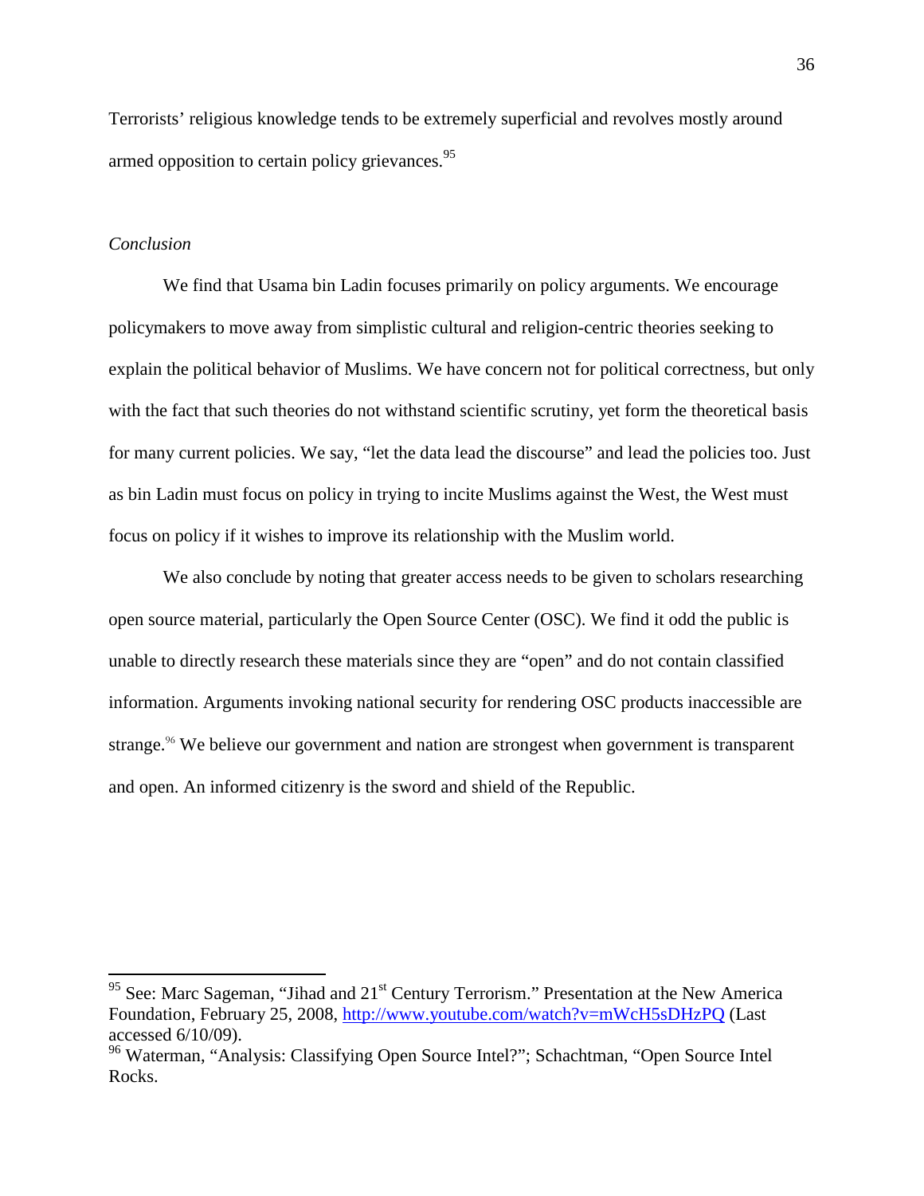Terrorists' religious knowledge tends to be extremely superficial and revolves mostly around armed opposition to certain policy grievances.[95]

*Conclusion*

We find that Usama bin Ladin focuses primarily on policy arguments. We encourage policymakers to move away from simplistic cultural and religion-centric theories seeking to explain the political behavior of Muslims. We have concern not for political correctness, but only with the fact that such theories do not withstand scientific scrutiny, yet form the theoretical basis for many current policies. We say, "let the data lead the discourse" and lead the policies too. Just as bin Ladin must focus on policy in trying to incite Muslims against the West, the West must focus on policy if it wishes to improve its relationship with the Muslim world.

We also conclude by noting that greater access needs to be given to scholars researching open source material, particularly the Open Source Center (OSC). We find it odd the public is unable to directly research these materials since they are "open" and do not contain classified information. Arguments invoking national security for rendering OSC products inaccessible are strange.[96] We believe our government and nation are strongest when government is transparent and open. An informed citizenry is the sword and shield of the Republic.

---

[95] See: Marc Sageman, "Jihad and 21st Century Terrorism." Presentation at the New America Foundation, February 25, 2008, http://www.youtube.com/watch?v=mWcH5sDHzPQ (Last accessed 6/10/09).

[96] Waterman, "Analysis: Classifying Open Source Intel?"; Schachtman, "Open Source Intel Rocks.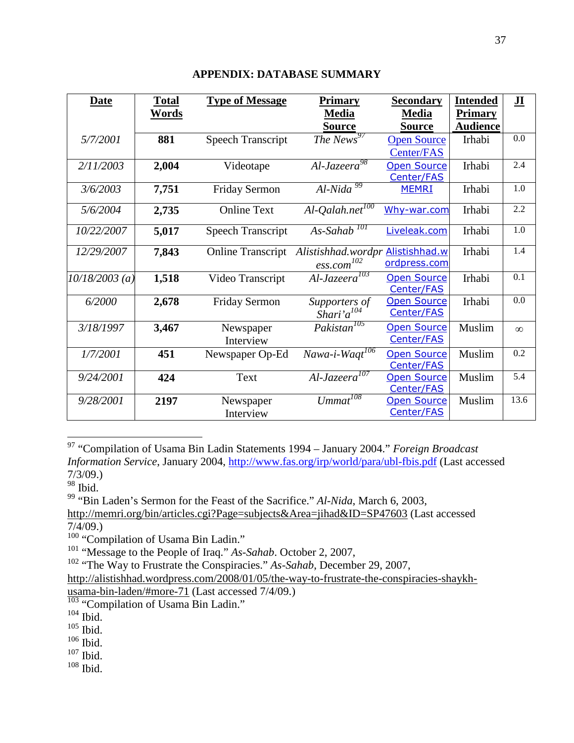## APPENDIX: DATABASE SUMMARY

| Date | Total Words | Type of Message | Primary Media Source | Secondary Media Source | Intended Primary Audience | JI |
|---|---|---|---|---|---|---|
| *5/7/2001* | **881** | Speech Transcript | *The News*[97] | Open Source Center/FAS | Irhabi | 0.0 |
| *2/11/2003* | **2,004** | Videotape | *Al-Jazeera*[98] | Open Source Center/FAS | Irhabi | 2.4 |
| *3/6/2003* | **7,751** | Friday Sermon | *Al-Nida* [99] | MEMRI | Irhabi | 1.0 |
| *5/6/2004* | **2,735** | Online Text | *Al-Qalah.net*[100] | Why-war.com | Irhabi | 2.2 |
| *10/22/2007* | **5,017** | Speech Transcript | *As-Sahab* [101] | Liveleak.com | Irhabi | 1.0 |
| *12/29/2007* | **7,843** | Online Transcript | *Alistishhad.wordpress.com*[102] | Alistishhad.wordpress.com | Irhabi | 1.4 |
| *10/18/2003 (a)* | **1,518** | Video Transcript | *Al-Jazeera*[103] | Open Source Center/FAS | Irhabi | 0.1 |
| *6/2000* | **2,678** | Friday Sermon | *Supporters of Shari'a*[104] | Open Source Center/FAS | Irhabi | 0.0 |
| *3/18/1997* | **3,467** | Newspaper Interview | *Pakistan*[105] | Open Source Center/FAS | Muslim | ∞ |
| *1/7/2001* | **451** | Newspaper Op-Ed | *Nawa-i-Waqt*[106] | Open Source Center/FAS | Muslim | 0.2 |
| *9/24/2001* | **424** | Text | *Al-Jazeera*[107] | Open Source Center/FAS | Muslim | 5.4 |
| *9/28/2001* | **2197** | Newspaper Interview | *Ummat*[108] | Open Source Center/FAS | Muslim | 13.6 |

---

[97] "Compilation of Usama Bin Ladin Statements 1994 – January 2004." *Foreign Broadcast Information Service*, January 2004, http://www.fas.org/irp/world/para/ubl-fbis.pdf (Last accessed 7/3/09.)
[98] Ibid.
[99] "Bin Laden's Sermon for the Feast of the Sacrifice." *Al-Nida*, March 6, 2003, http://memri.org/bin/articles.cgi?Page=subjects&Area=jihad&ID=SP47603 (Last accessed 7/4/09.)
[100] "Compilation of Usama Bin Ladin."
[101] "Message to the People of Iraq." *As-Sahab*. October 2, 2007,
[102] "The Way to Frustrate the Conspiracies." *As-Sahab*, December 29, 2007, http://alistishhad.wordpress.com/2008/01/05/the-way-to-frustrate-the-conspiracies-shaykh-usama-bin-laden/#more-71 (Last accessed 7/4/09.)
[103] "Compilation of Usama Bin Ladin."
[104] Ibid.
[105] Ibid.
[106] Ibid.
[107] Ibid.
[108] Ibid.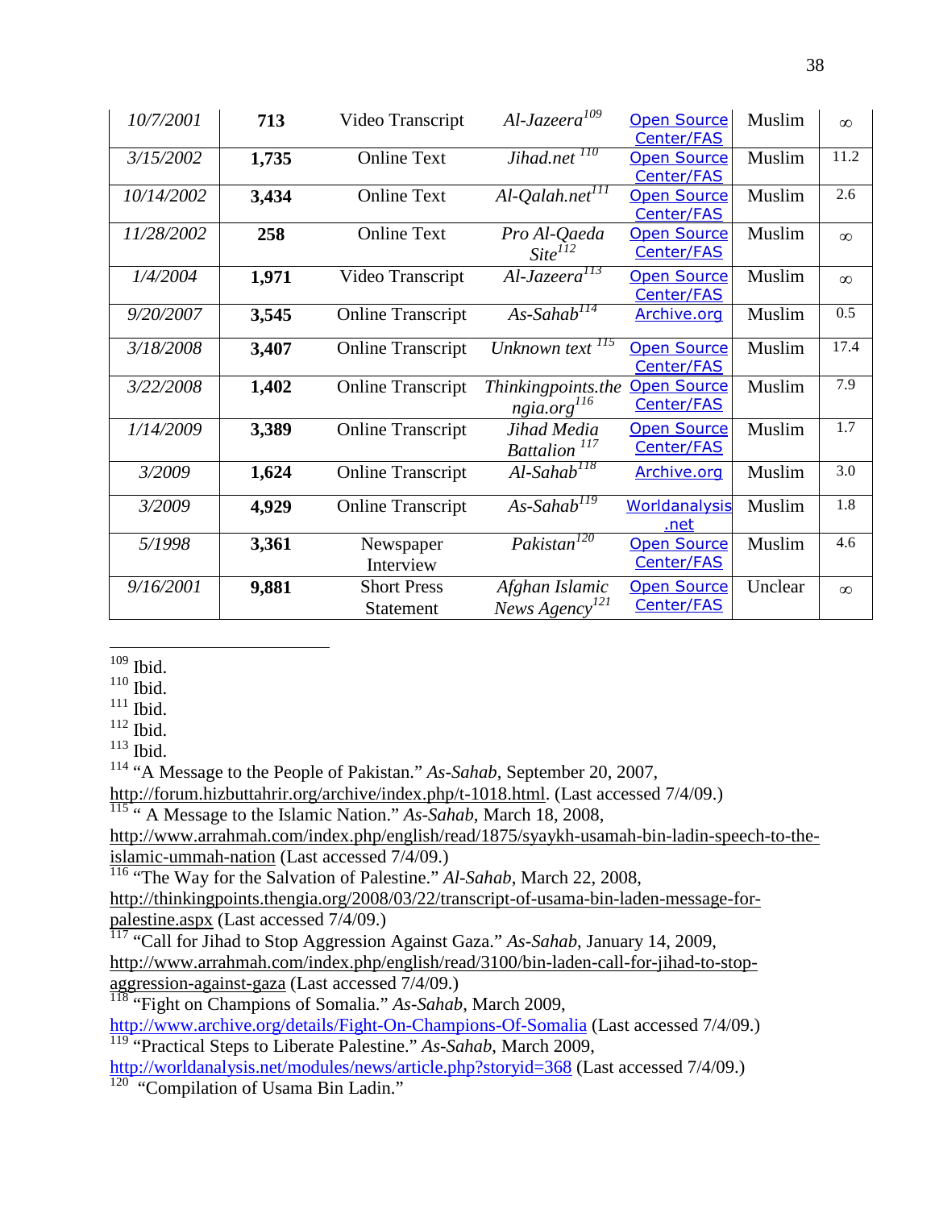| *10/7/2001* | **713** | Video Transcript | *Al-Jazeera*[109] | Open Source Center/FAS | Muslim | ∞ |
|---|---|---|---|---|---|---|
| *3/15/2002* | **1,735** | Online Text | *Jihad.net*[110] | Open Source Center/FAS | Muslim | 11.2 |
| *10/14/2002* | **3,434** | Online Text | *Al-Qalah.net*[111] | Open Source Center/FAS | Muslim | 2.6 |
| *11/28/2002* | **258** | Online Text | *Pro Al-Qaeda Site*[112] | Open Source Center/FAS | Muslim | ∞ |
| *1/4/2004* | **1,971** | Video Transcript | *Al-Jazeera*[113] | Open Source Center/FAS | Muslim | ∞ |
| *9/20/2007* | **3,545** | Online Transcript | *As-Sahab*[114] | Archive.org | Muslim | 0.5 |
| *3/18/2008* | **3,407** | Online Transcript | *Unknown text*[115] | Open Source Center/FAS | Muslim | 17.4 |
| *3/22/2008* | **1,402** | Online Transcript | *Thinkingpoints.thengia.org*[116] | Open Source Center/FAS | Muslim | 7.9 |
| *1/14/2009* | **3,389** | Online Transcript | *Jihad Media Battalion*[117] | Open Source Center/FAS | Muslim | 1.7 |
| *3/2009* | **1,624** | Online Transcript | *Al-Sahab*[118] | Archive.org | Muslim | 3.0 |
| *3/2009* | **4,929** | Online Transcript | *As-Sahab*[119] | Worldanalysis.net | Muslim | 1.8 |
| *5/1998* | **3,361** | Newspaper Interview | *Pakistan*[120] | Open Source Center/FAS | Muslim | 4.6 |
| *9/16/2001* | **9,881** | Short Press Statement | *Afghan Islamic News Agency*[121] | Open Source Center/FAS | Unclear | ∞ |

---

[109] Ibid.

[110] Ibid.

[111] Ibid.

[112] Ibid.

[113] Ibid.

[114] "A Message to the People of Pakistan." *As-Sahab*, September 20, 2007, http://forum.hizbuttahrir.org/archive/index.php/t-1018.html. (Last accessed 7/4/09.)

[115] " A Message to the Islamic Nation." *As-Sahab*, March 18, 2008, http://www.arrahmah.com/index.php/english/read/1875/syaykh-usamah-bin-ladin-speech-to-the-islamic-ummah-nation (Last accessed 7/4/09.)

[116] "The Way for the Salvation of Palestine." *Al-Sahab*, March 22, 2008, http://thinkingpoints.thengia.org/2008/03/22/transcript-of-usama-bin-laden-message-for-palestine.aspx (Last accessed 7/4/09.)

[117] "Call for Jihad to Stop Aggression Against Gaza." *As-Sahab*, January 14, 2009, http://www.arrahmah.com/index.php/english/read/3100/bin-laden-call-for-jihad-to-stop-aggression-against-gaza (Last accessed 7/4/09.)

[118] "Fight on Champions of Somalia." *As-Sahab*, March 2009, http://www.archive.org/details/Fight-On-Champions-Of-Somalia (Last accessed 7/4/09.)

[119] "Practical Steps to Liberate Palestine." *As-Sahab*, March 2009, http://worldanalysis.net/modules/news/article.php?storyid=368 (Last accessed 7/4/09.)

[120] "Compilation of Usama Bin Ladin."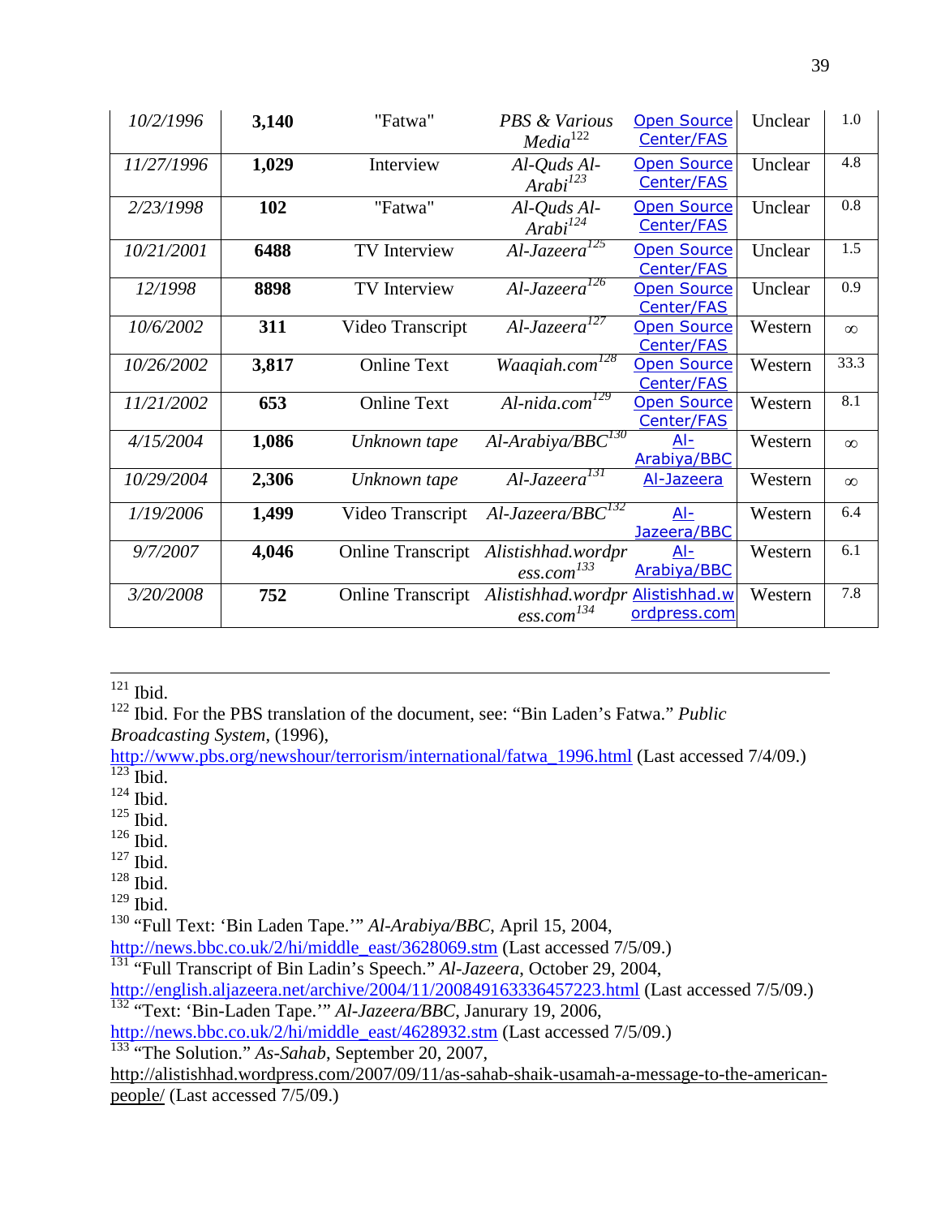| *10/2/1996* | **3,140** | "Fatwa" | *PBS & Various Media*[122] | Open Source Center/FAS | Unclear | 1.0 |
|---|---|---|---|---|---|---|
| *11/27/1996* | **1,029** | Interview | *Al-Quds Al-Arabi*[123] | Open Source Center/FAS | Unclear | 4.8 |
| *2/23/1998* | **102** | "Fatwa" | *Al-Quds Al-Arabi*[124] | Open Source Center/FAS | Unclear | 0.8 |
| *10/21/2001* | **6488** | TV Interview | *Al-Jazeera*[125] | Open Source Center/FAS | Unclear | 1.5 |
| *12/1998* | **8898** | TV Interview | *Al-Jazeera*[126] | Open Source Center/FAS | Unclear | 0.9 |
| *10/6/2002* | **311** | Video Transcript | *Al-Jazeera*[127] | Open Source Center/FAS | Western | ∞ |
| *10/26/2002* | **3,817** | Online Text | *Waaqiah.com*[128] | Open Source Center/FAS | Western | 33.3 |
| *11/21/2002* | **653** | Online Text | *Al-nida.com*[129] | Open Source Center/FAS | Western | 8.1 |
| *4/15/2004* | **1,086** | *Unknown tape* | *Al-Arabiya/BBC*[130] | Al-Arabiya/BBC | Western | ∞ |
| *10/29/2004* | **2,306** | *Unknown tape* | *Al-Jazeera*[131] | Al-Jazeera | Western | ∞ |
| *1/19/2006* | **1,499** | Video Transcript | *Al-Jazeera/BBC*[132] | Al-Jazeera/BBC | Western | 6.4 |
| *9/7/2007* | **4,046** | Online Transcript | *Alistishhad.wordpress.com*[133] | Al-Arabiya/BBC | Western | 6.1 |
| *3/20/2008* | **752** | Online Transcript | *Alistishhad.wordpress.com*[134] | Alistishhad.wordpress.com | Western | 7.8 |

---

[121] Ibid.

[122] Ibid. For the PBS translation of the document, see: "Bin Laden's Fatwa." *Public Broadcasting System*, (1996), http://www.pbs.org/newshour/terrorism/international/fatwa_1996.html (Last accessed 7/4/09.)

[123] Ibid.

[124] Ibid.

[125] Ibid.

[126] Ibid.

[127] Ibid.

[128] Ibid.

[129] Ibid.

[130] "Full Text: 'Bin Laden Tape.'" *Al-Arabiya/BBC*, April 15, 2004, http://news.bbc.co.uk/2/hi/middle_east/3628069.stm (Last accessed 7/5/09.)

[131] "Full Transcript of Bin Ladin's Speech." *Al-Jazeera*, October 29, 2004, http://english.aljazeera.net/archive/2004/11/200849163336457223.html (Last accessed 7/5/09.)

[132] "Text: 'Bin-Laden Tape.'" *Al-Jazeera/BBC*, Janurary 19, 2006, http://news.bbc.co.uk/2/hi/middle_east/4628932.stm (Last accessed 7/5/09.)

[133] "The Solution." *As-Sahab*, September 20, 2007, http://alistishhad.wordpress.com/2007/09/11/as-sahab-shaik-usamah-a-message-to-the-american-people/ (Last accessed 7/5/09.)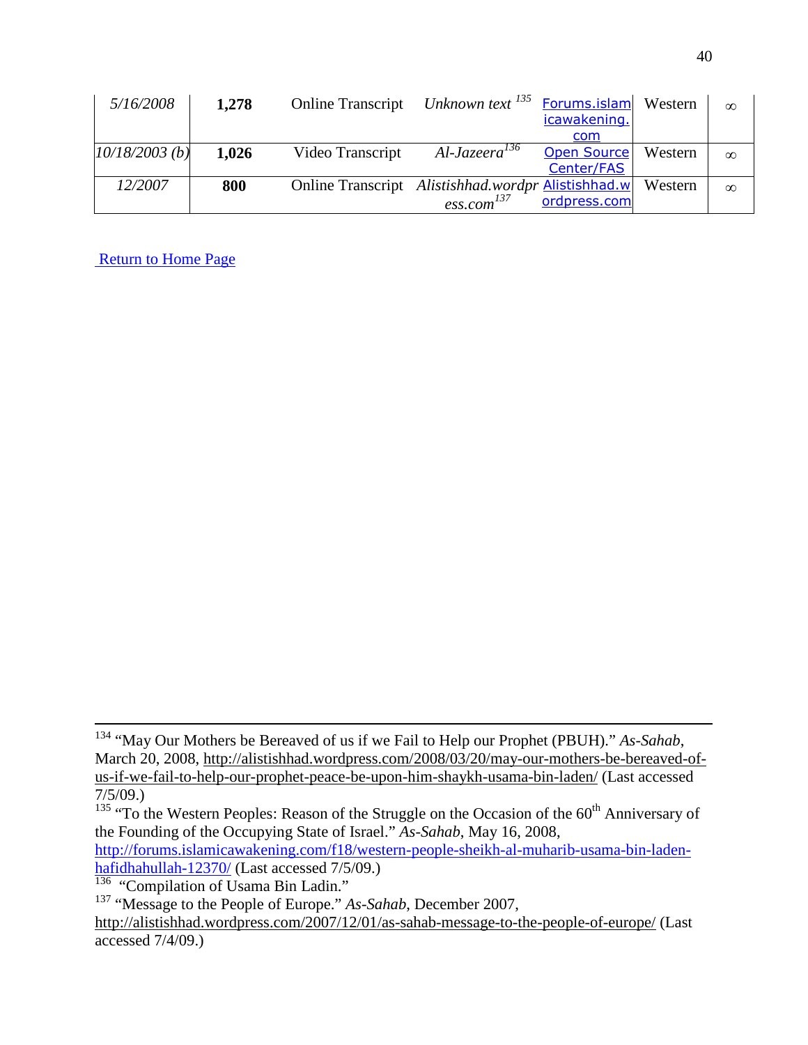| | | | | | | |
|---|---|---|---|---|---|---|
| *5/16/2008* | **1,278** | Online Transcript | *Unknown text* [135] | Forums.islamicawakening.com | Western | ∞ |
| *10/18/2003 (b)* | **1,026** | Video Transcript | *Al-Jazeera* [136] | Open Source Center/FAS | Western | ∞ |
| *12/2007* | **800** | Online Transcript | *Alistishhad.wordpress.com* [137] | Alistishhad.wordpress.com | Western | ∞ |

Return to Home Page

---

[134] "May Our Mothers be Bereaved of us if we Fail to Help our Prophet (PBUH)." *As-Sahab*, March 20, 2008, http://alistishhad.wordpress.com/2008/03/20/may-our-mothers-be-bereaved-of-us-if-we-fail-to-help-our-prophet-peace-be-upon-him-shaykh-usama-bin-laden/ (Last accessed 7/5/09.)

[135] "To the Western Peoples: Reason of the Struggle on the Occasion of the 60th Anniversary of the Founding of the Occupying State of Israel." *As-Sahab*, May 16, 2008, http://forums.islamicawakening.com/f18/western-people-sheikh-al-muharib-usama-bin-laden-hafidhahullah-12370/ (Last accessed 7/5/09.)

[136] "Compilation of Usama Bin Ladin."

[137] "Message to the People of Europe." *As-Sahab*, December 2007, http://alistishhad.wordpress.com/2007/12/01/as-sahab-message-to-the-people-of-europe/ (Last accessed 7/4/09.)